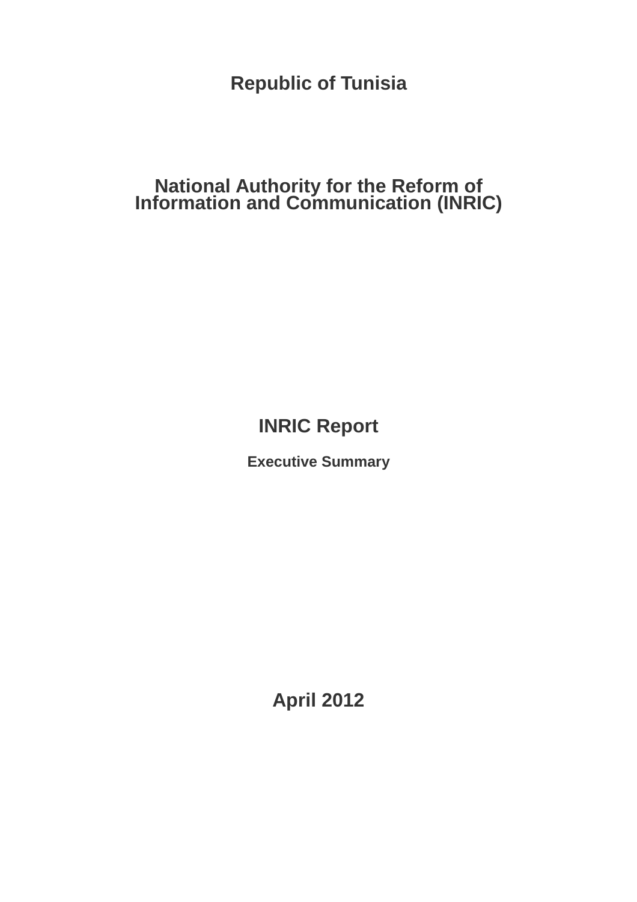# Republic of Tunisia

# National Authority for the Reform of Information and Communication (INRIC)

# INRIC Report

## Executive Summary

## April 2012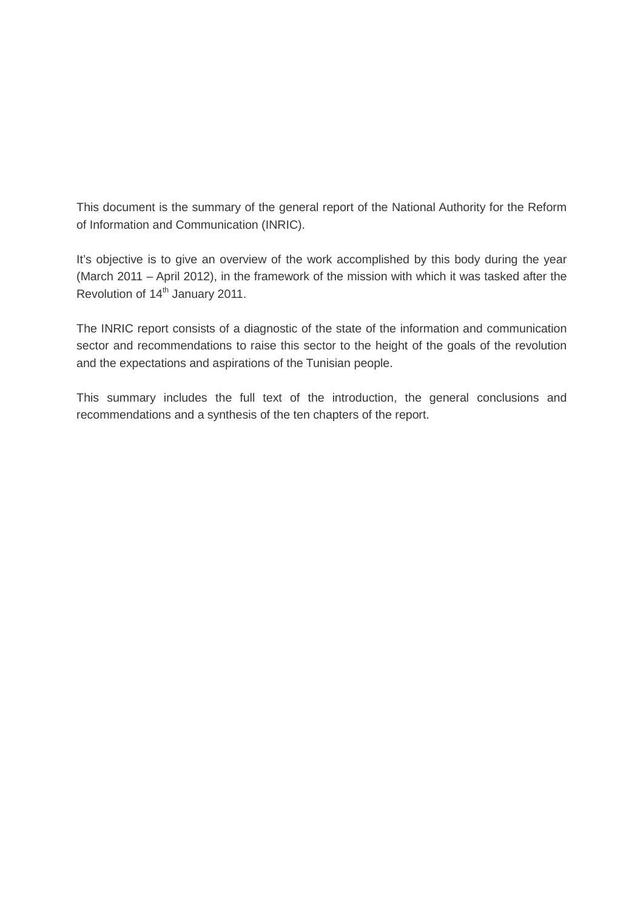This document is the summary of the general report of the National Authority for the Reform of Information and Communication (INRIC).

It's objective is to give an overview of the work accomplished by this body during the year (March 2011 – April 2012), in the framework of the mission with which it was tasked after the Revolution of 14th January 2011.

The INRIC report consists of a diagnostic of the state of the information and communication sector and recommendations to raise this sector to the height of the goals of the revolution and the expectations and aspirations of the Tunisian people.

This summary includes the full text of the introduction, the general conclusions and recommendations and a synthesis of the ten chapters of the report.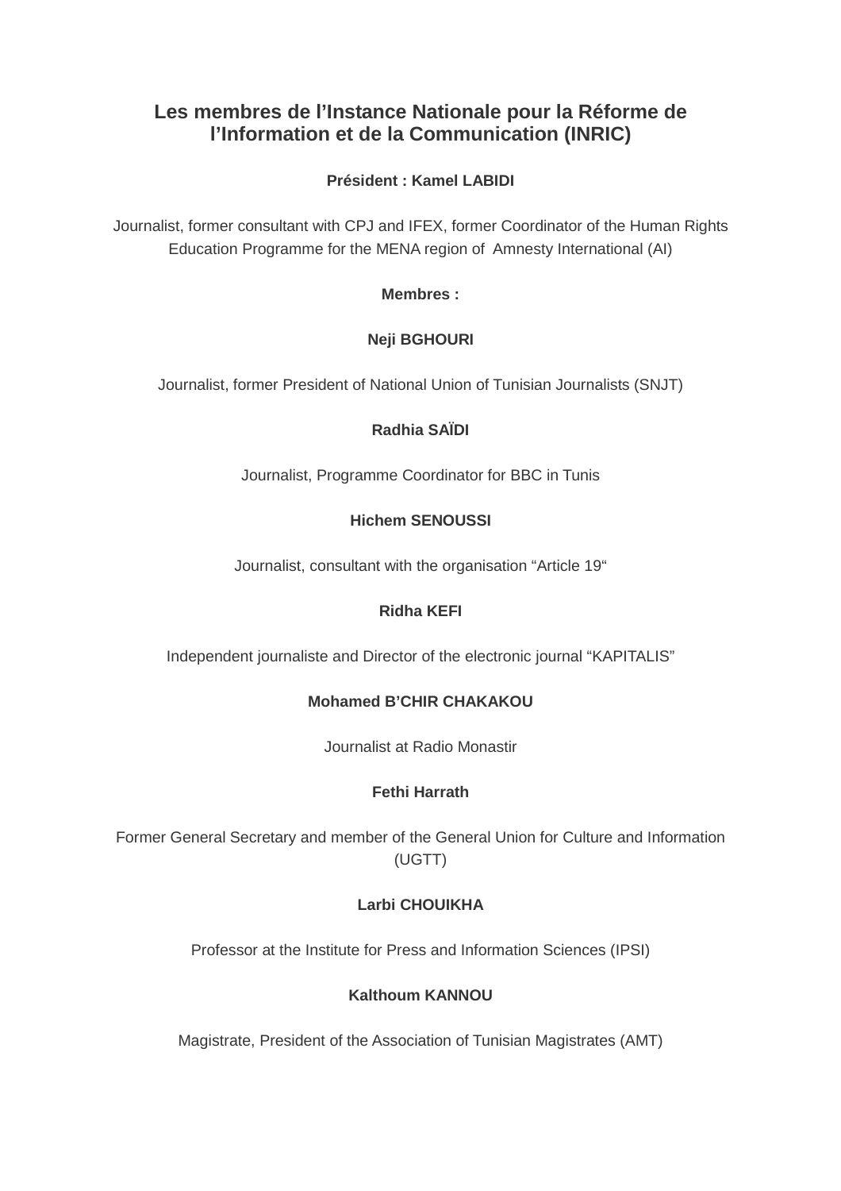# Les membres de l'Instance Nationale pour la Réforme de l'Information et de la Communication (INRIC)

**Président : Kamel LABIDI**

Journalist, former consultant with CPJ and IFEX, former Coordinator of the Human Rights Education Programme for the MENA region of Amnesty International (AI)

**Membres :**

**Neji BGHOURI**

Journalist, former President of National Union of Tunisian Journalists (SNJT)

**Radhia SAÏDI**

Journalist, Programme Coordinator for BBC in Tunis

**Hichem SENOUSSI**

Journalist, consultant with the organisation "Article 19"

**Ridha KEFI**

Independent journaliste and Director of the electronic journal "KAPITALIS"

**Mohamed B'CHIR CHAKAKOU**

Journalist at Radio Monastir

**Fethi Harrath**

Former General Secretary and member of the General Union for Culture and Information (UGTT)

**Larbi CHOUIKHA**

Professor at the Institute for Press and Information Sciences (IPSI)

**Kalthoum KANNOU**

Magistrate, President of the Association of Tunisian Magistrates (AMT)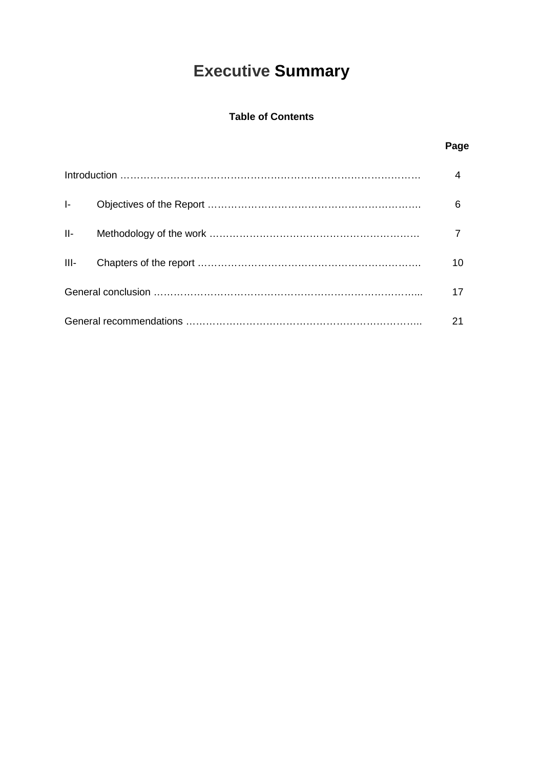# Executive Summary

**Table of Contents**

| | | Page |
|---|---|---|
| Introduction | | 4 |
| I- | Objectives of the Report | 6 |
| II- | Methodology of the work | 7 |
| III- | Chapters of the report | 10 |
| General conclusion | | 17 |
| General recommendations | | 21 |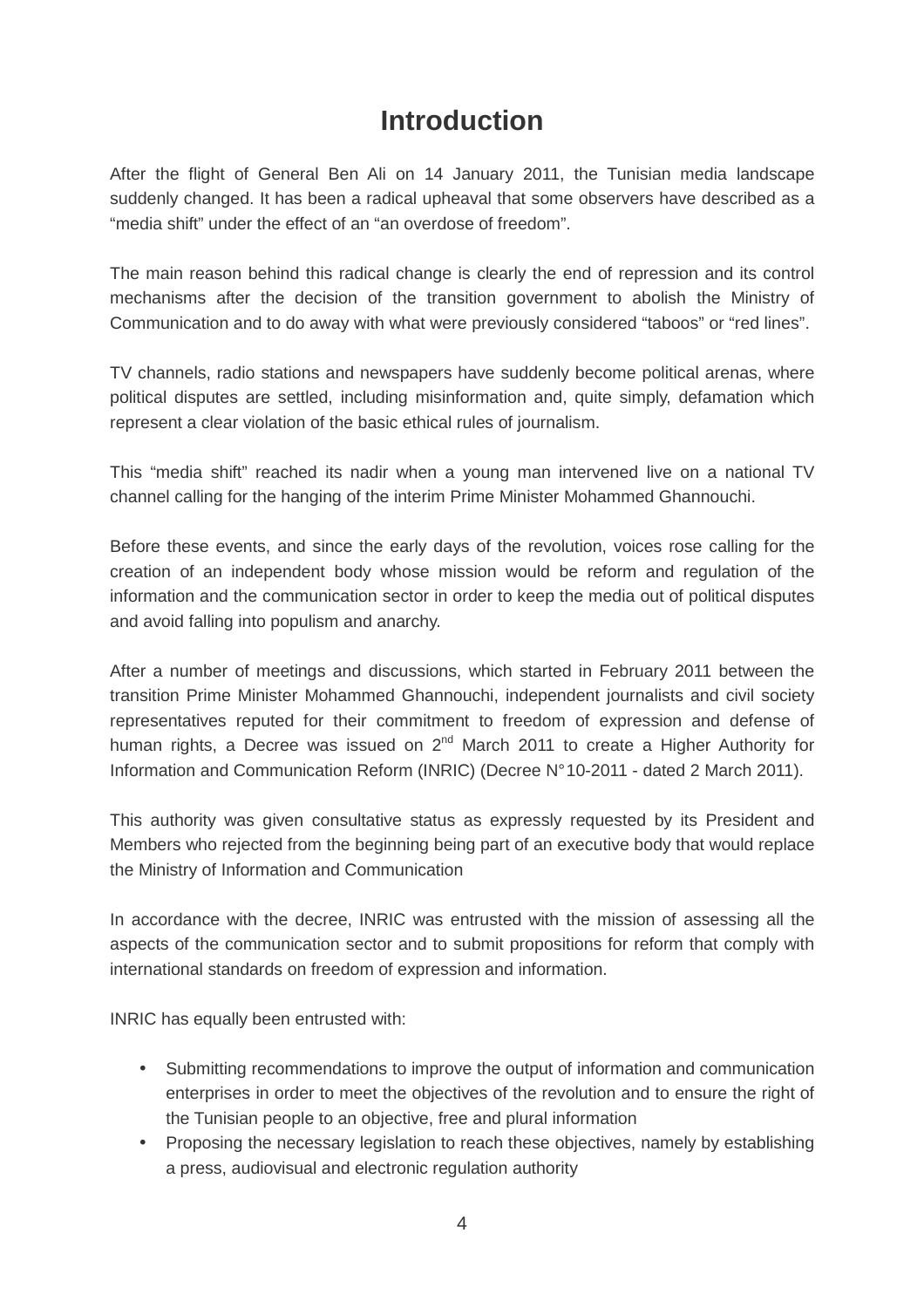# Introduction

After the flight of General Ben Ali on 14 January 2011, the Tunisian media landscape suddenly changed. It has been a radical upheaval that some observers have described as a "media shift" under the effect of an "an overdose of freedom".

The main reason behind this radical change is clearly the end of repression and its control mechanisms after the decision of the transition government to abolish the Ministry of Communication and to do away with what were previously considered "taboos" or "red lines".

TV channels, radio stations and newspapers have suddenly become political arenas, where political disputes are settled, including misinformation and, quite simply, defamation which represent a clear violation of the basic ethical rules of journalism.

This "media shift" reached its nadir when a young man intervened live on a national TV channel calling for the hanging of the interim Prime Minister Mohammed Ghannouchi.

Before these events, and since the early days of the revolution, voices rose calling for the creation of an independent body whose mission would be reform and regulation of the information and the communication sector in order to keep the media out of political disputes and avoid falling into populism and anarchy.

After a number of meetings and discussions, which started in February 2011 between the transition Prime Minister Mohammed Ghannouchi, independent journalists and civil society representatives reputed for their commitment to freedom of expression and defense of human rights, a Decree was issued on 2nd March 2011 to create a Higher Authority for Information and Communication Reform (INRIC) (Decree N°10-2011 - dated 2 March 2011).

This authority was given consultative status as expressly requested by its President and Members who rejected from the beginning being part of an executive body that would replace the Ministry of Information and Communication

In accordance with the decree, INRIC was entrusted with the mission of assessing all the aspects of the communication sector and to submit propositions for reform that comply with international standards on freedom of expression and information.

INRIC has equally been entrusted with:

- Submitting recommendations to improve the output of information and communication enterprises in order to meet the objectives of the revolution and to ensure the right of the Tunisian people to an objective, free and plural information
- Proposing the necessary legislation to reach these objectives, namely by establishing a press, audiovisual and electronic regulation authority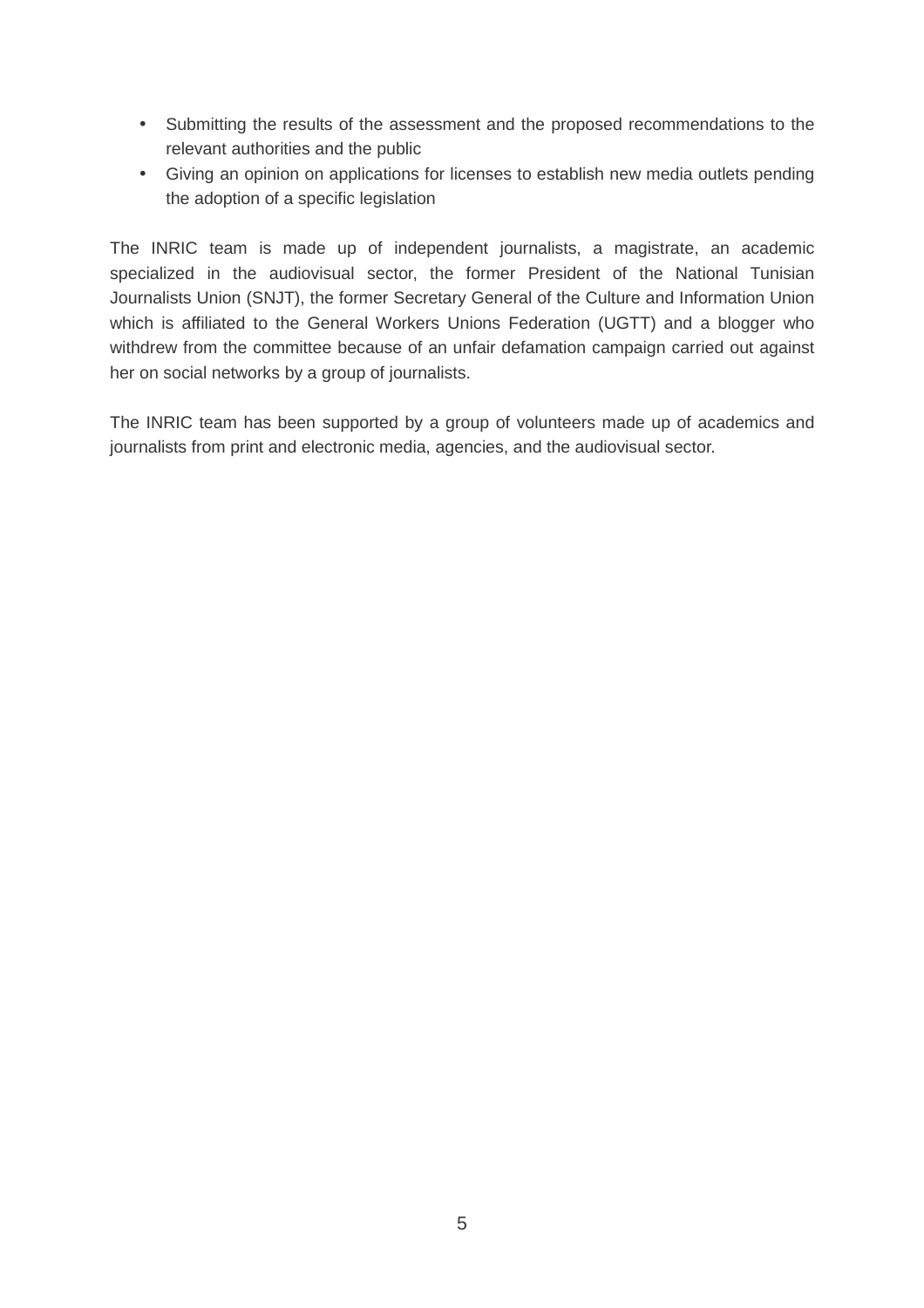- Submitting the results of the assessment and the proposed recommendations to the relevant authorities and the public
- Giving an opinion on applications for licenses to establish new media outlets pending the adoption of a specific legislation

The INRIC team is made up of independent journalists, a magistrate, an academic specialized in the audiovisual sector, the former President of the National Tunisian Journalists Union (SNJT), the former Secretary General of the Culture and Information Union which is affiliated to the General Workers Unions Federation (UGTT) and a blogger who withdrew from the committee because of an unfair defamation campaign carried out against her on social networks by a group of journalists.

The INRIC team has been supported by a group of volunteers made up of academics and journalists from print and electronic media, agencies, and the audiovisual sector.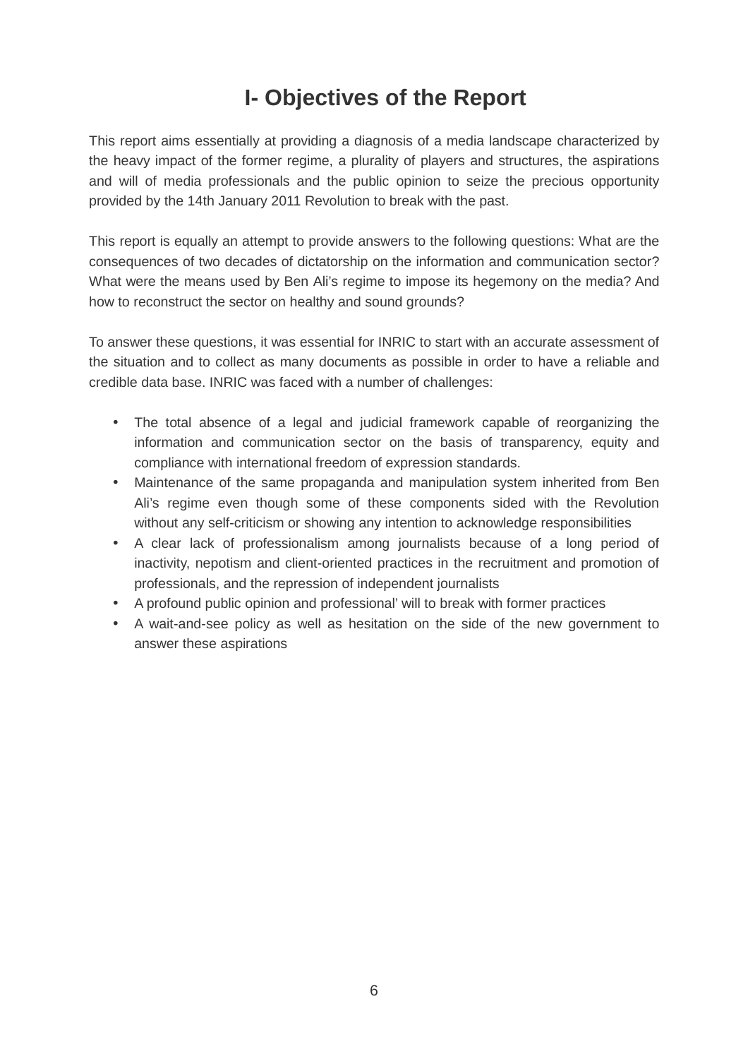# I- Objectives of the Report

This report aims essentially at providing a diagnosis of a media landscape characterized by the heavy impact of the former regime, a plurality of players and structures, the aspirations and will of media professionals and the public opinion to seize the precious opportunity provided by the 14th January 2011 Revolution to break with the past.

This report is equally an attempt to provide answers to the following questions: What are the consequences of two decades of dictatorship on the information and communication sector? What were the means used by Ben Ali's regime to impose its hegemony on the media? And how to reconstruct the sector on healthy and sound grounds?

To answer these questions, it was essential for INRIC to start with an accurate assessment of the situation and to collect as many documents as possible in order to have a reliable and credible data base. INRIC was faced with a number of challenges:

- The total absence of a legal and judicial framework capable of reorganizing the information and communication sector on the basis of transparency, equity and compliance with international freedom of expression standards.
- Maintenance of the same propaganda and manipulation system inherited from Ben Ali's regime even though some of these components sided with the Revolution without any self-criticism or showing any intention to acknowledge responsibilities
- A clear lack of professionalism among journalists because of a long period of inactivity, nepotism and client-oriented practices in the recruitment and promotion of professionals, and the repression of independent journalists
- A profound public opinion and professional' will to break with former practices
- A wait-and-see policy as well as hesitation on the side of the new government to answer these aspirations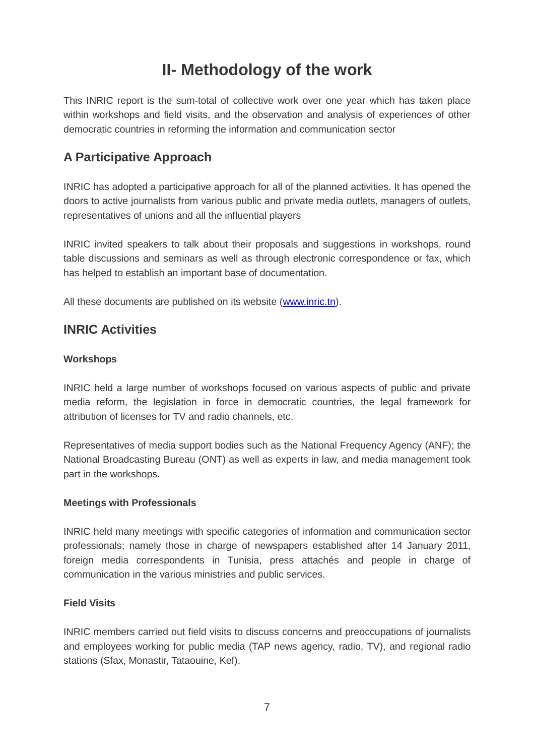# II- Methodology of the work

This INRIC report is the sum-total of collective work over one year which has taken place within workshops and field visits, and the observation and analysis of experiences of other democratic countries in reforming the information and communication sector

## A Participative Approach

INRIC has adopted a participative approach for all of the planned activities. It has opened the doors to active journalists from various public and private media outlets, managers of outlets, representatives of unions and all the influential players

INRIC invited speakers to talk about their proposals and suggestions in workshops, round table discussions and seminars as well as through electronic correspondence or fax, which has helped to establish an important base of documentation.

All these documents are published on its website ([www.inric.tn](http://www.inric.tn)).

## INRIC Activities

### Workshops

INRIC held a large number of workshops focused on various aspects of public and private media reform, the legislation in force in democratic countries, the legal framework for attribution of licenses for TV and radio channels, etc.

Representatives of media support bodies such as the National Frequency Agency (ANF); the National Broadcasting Bureau (ONT) as well as experts in law, and media management took part in the workshops.

### Meetings with Professionals

INRIC held many meetings with specific categories of information and communication sector professionals; namely those in charge of newspapers established after 14 January 2011, foreign media correspondents in Tunisia, press attachés and people in charge of communication in the various ministries and public services.

### Field Visits

INRIC members carried out field visits to discuss concerns and preoccupations of journalists and employees working for public media (TAP news agency, radio, TV), and regional radio stations (Sfax, Monastir, Tataouine, Kef).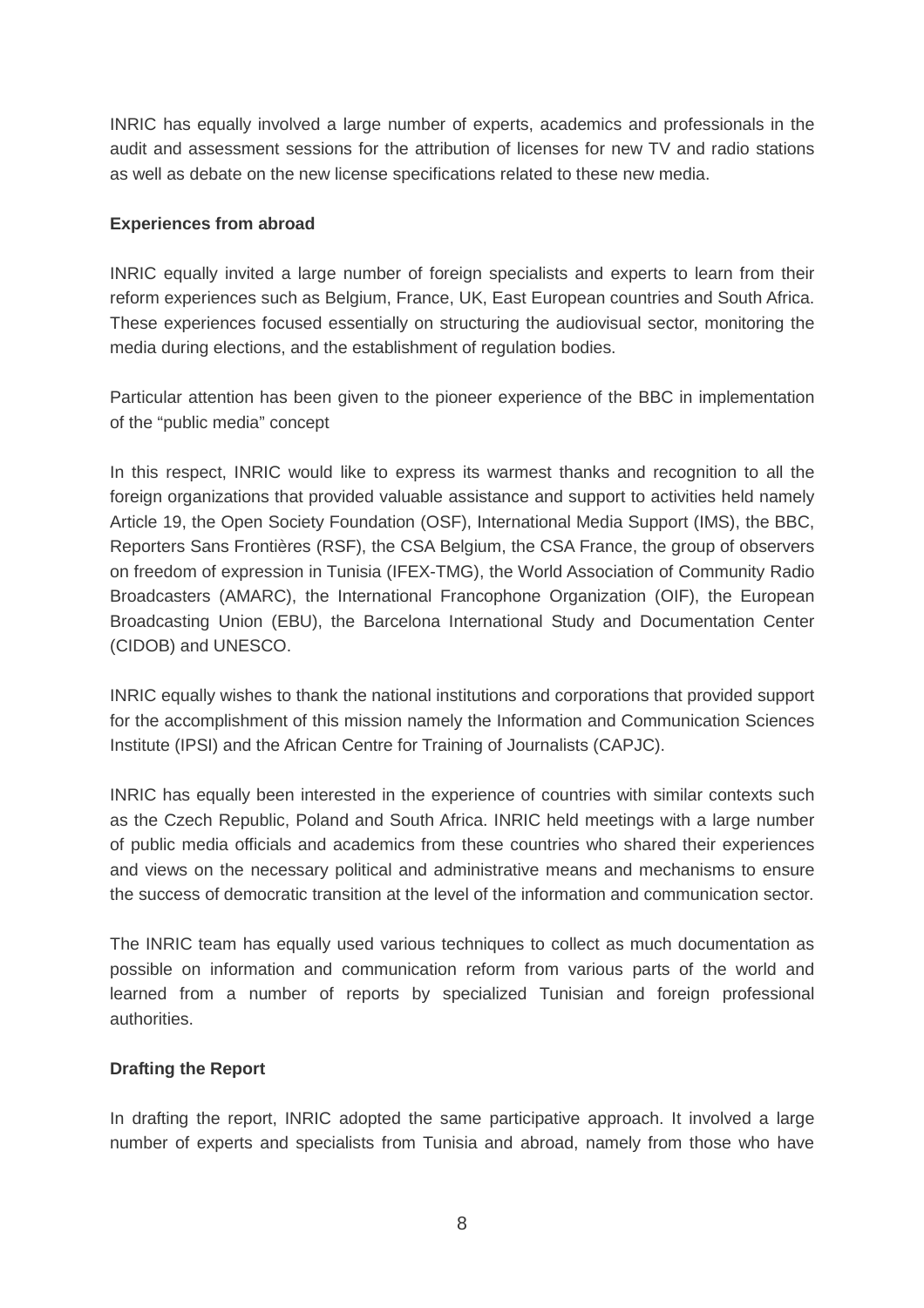INRIC has equally involved a large number of experts, academics and professionals in the audit and assessment sessions for the attribution of licenses for new TV and radio stations as well as debate on the new license specifications related to these new media.

**Experiences from abroad**

INRIC equally invited a large number of foreign specialists and experts to learn from their reform experiences such as Belgium, France, UK, East European countries and South Africa. These experiences focused essentially on structuring the audiovisual sector, monitoring the media during elections, and the establishment of regulation bodies.

Particular attention has been given to the pioneer experience of the BBC in implementation of the "public media" concept

In this respect, INRIC would like to express its warmest thanks and recognition to all the foreign organizations that provided valuable assistance and support to activities held namely Article 19, the Open Society Foundation (OSF), International Media Support (IMS), the BBC, Reporters Sans Frontières (RSF), the CSA Belgium, the CSA France, the group of observers on freedom of expression in Tunisia (IFEX-TMG), the World Association of Community Radio Broadcasters (AMARC), the International Francophone Organization (OIF), the European Broadcasting Union (EBU), the Barcelona International Study and Documentation Center (CIDOB) and UNESCO.

INRIC equally wishes to thank the national institutions and corporations that provided support for the accomplishment of this mission namely the Information and Communication Sciences Institute (IPSI) and the African Centre for Training of Journalists (CAPJC).

INRIC has equally been interested in the experience of countries with similar contexts such as the Czech Republic, Poland and South Africa. INRIC held meetings with a large number of public media officials and academics from these countries who shared their experiences and views on the necessary political and administrative means and mechanisms to ensure the success of democratic transition at the level of the information and communication sector.

The INRIC team has equally used various techniques to collect as much documentation as possible on information and communication reform from various parts of the world and learned from a number of reports by specialized Tunisian and foreign professional authorities.

**Drafting the Report**

In drafting the report, INRIC adopted the same participative approach. It involved a large number of experts and specialists from Tunisia and abroad, namely from those who have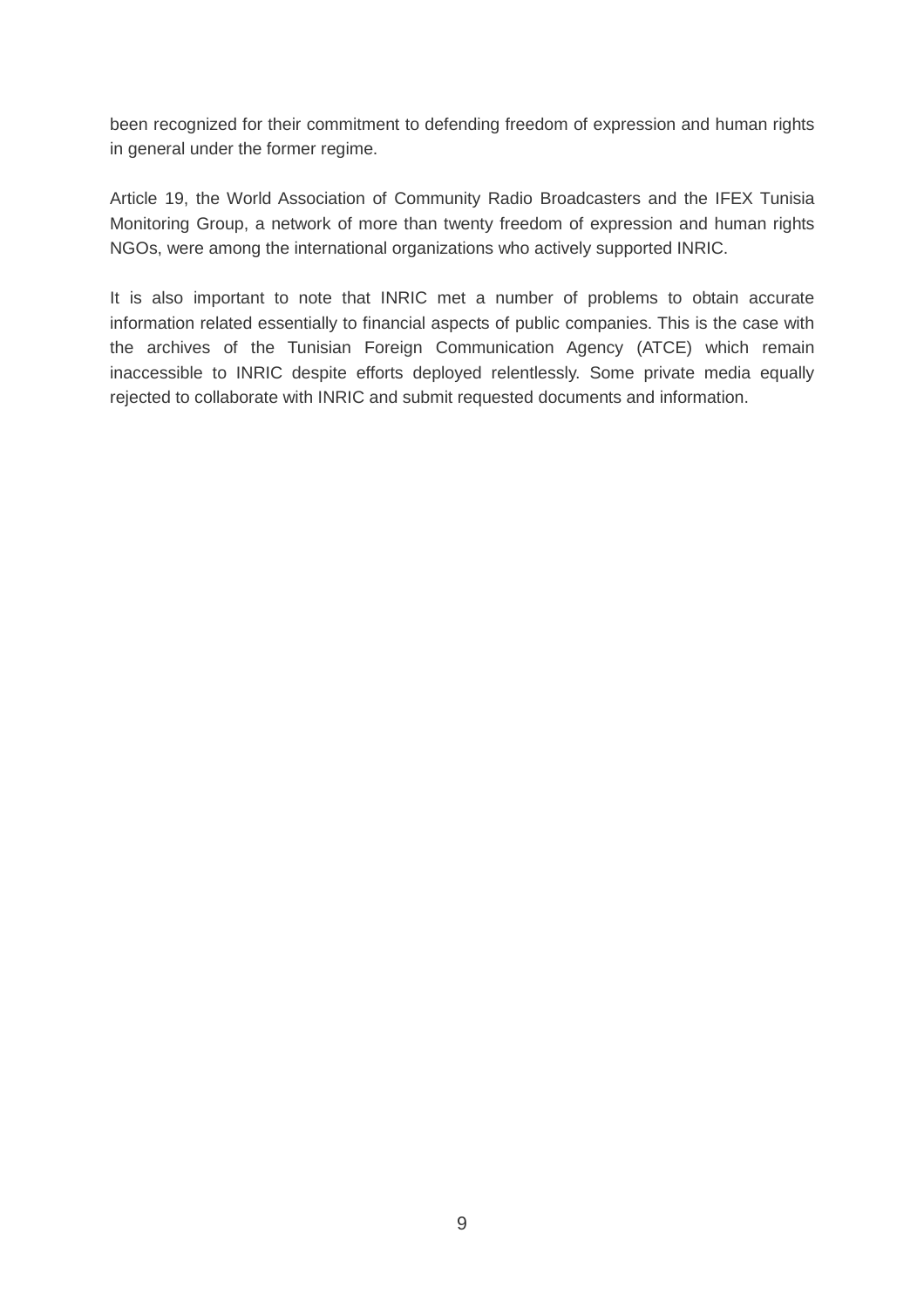been recognized for their commitment to defending freedom of expression and human rights in general under the former regime.

Article 19, the World Association of Community Radio Broadcasters and the IFEX Tunisia Monitoring Group, a network of more than twenty freedom of expression and human rights NGOs, were among the international organizations who actively supported INRIC.

It is also important to note that INRIC met a number of problems to obtain accurate information related essentially to financial aspects of public companies. This is the case with the archives of the Tunisian Foreign Communication Agency (ATCE) which remain inaccessible to INRIC despite efforts deployed relentlessly. Some private media equally rejected to collaborate with INRIC and submit requested documents and information.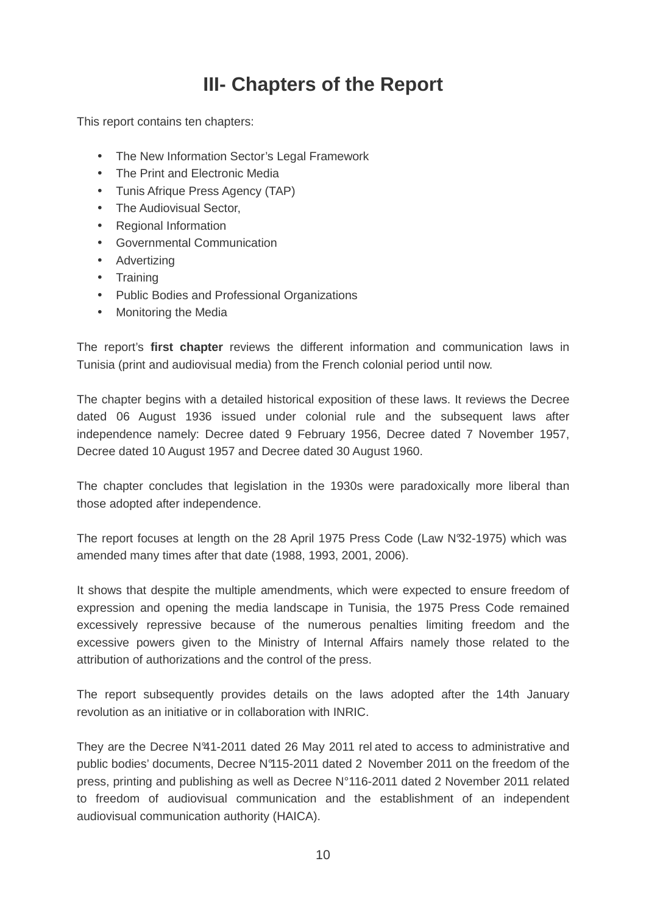# III- Chapters of the Report

This report contains ten chapters:

- The New Information Sector's Legal Framework
- The Print and Electronic Media
- Tunis Afrique Press Agency (TAP)
- The Audiovisual Sector,
- Regional Information
- Governmental Communication
- Advertizing
- Training
- Public Bodies and Professional Organizations
- Monitoring the Media

The report's **first chapter** reviews the different information and communication laws in Tunisia (print and audiovisual media) from the French colonial period until now.

The chapter begins with a detailed historical exposition of these laws. It reviews the Decree dated 06 August 1936 issued under colonial rule and the subsequent laws after independence namely: Decree dated 9 February 1956, Decree dated 7 November 1957, Decree dated 10 August 1957 and Decree dated 30 August 1960.

The chapter concludes that legislation in the 1930s were paradoxically more liberal than those adopted after independence.

The report focuses at length on the 28 April 1975 Press Code (Law N°32-1975) which was amended many times after that date (1988, 1993, 2001, 2006).

It shows that despite the multiple amendments, which were expected to ensure freedom of expression and opening the media landscape in Tunisia, the 1975 Press Code remained excessively repressive because of the numerous penalties limiting freedom and the excessive powers given to the Ministry of Internal Affairs namely those related to the attribution of authorizations and the control of the press.

The report subsequently provides details on the laws adopted after the 14th January revolution as an initiative or in collaboration with INRIC.

They are the Decree N°41-2011 dated 26 May 2011 related to access to administrative and public bodies' documents, Decree N°115-2011 dated 2 November 2011 on the freedom of the press, printing and publishing as well as Decree N°116-2011 dated 2 November 2011 related to freedom of audiovisual communication and the establishment of an independent audiovisual communication authority (HAICA).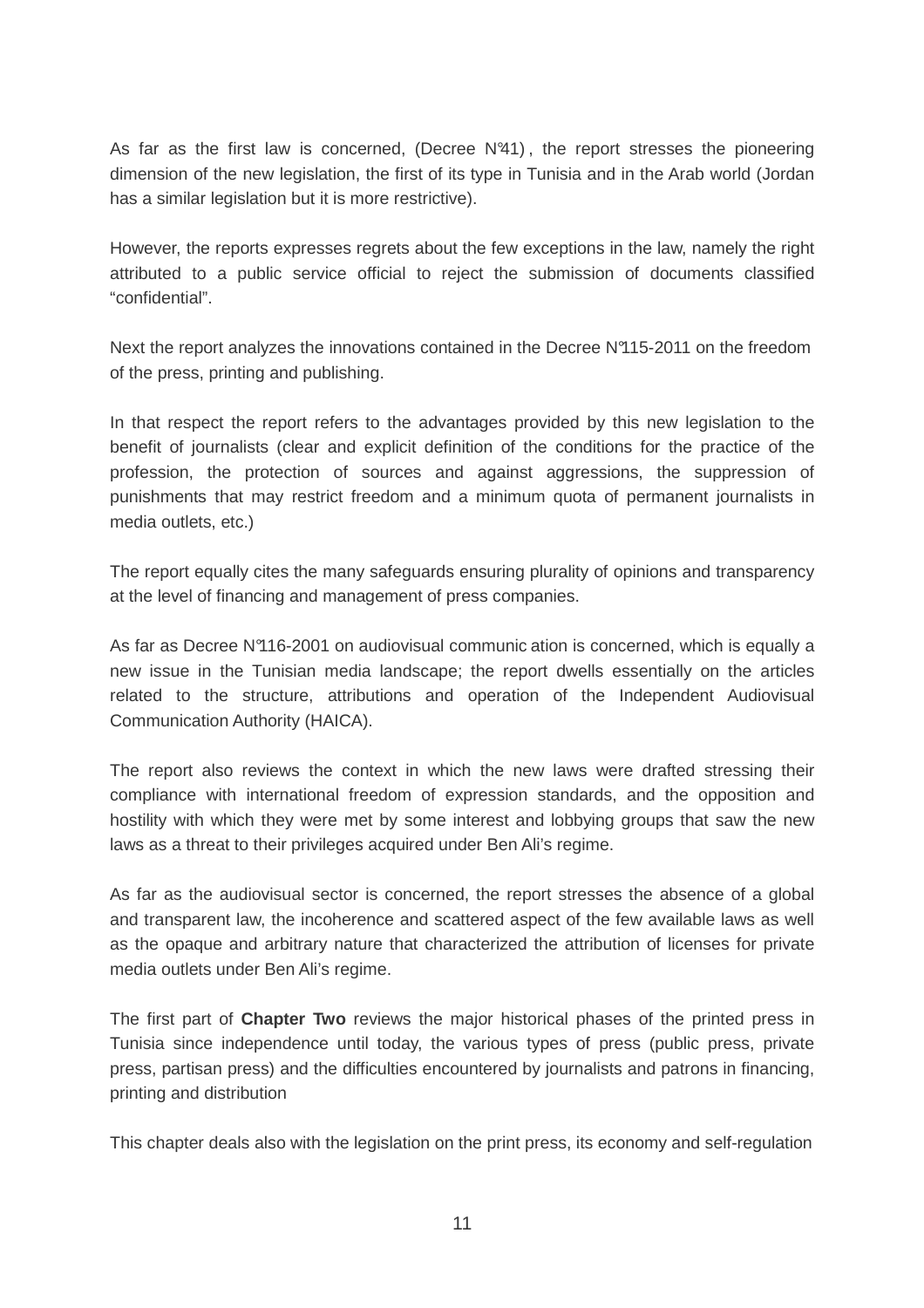As far as the first law is concerned, (Decree N°41) , the report stresses the pioneering dimension of the new legislation, the first of its type in Tunisia and in the Arab world (Jordan has a similar legislation but it is more restrictive).

However, the reports expresses regrets about the few exceptions in the law, namely the right attributed to a public service official to reject the submission of documents classified "confidential".

Next the report analyzes the innovations contained in the Decree N°115-2011 on the freedom of the press, printing and publishing.

In that respect the report refers to the advantages provided by this new legislation to the benefit of journalists (clear and explicit definition of the conditions for the practice of the profession, the protection of sources and against aggressions, the suppression of punishments that may restrict freedom and a minimum quota of permanent journalists in media outlets, etc.)

The report equally cites the many safeguards ensuring plurality of opinions and transparency at the level of financing and management of press companies.

As far as Decree N°116-2001 on audiovisual communic ation is concerned, which is equally a new issue in the Tunisian media landscape; the report dwells essentially on the articles related to the structure, attributions and operation of the Independent Audiovisual Communication Authority (HAICA).

The report also reviews the context in which the new laws were drafted stressing their compliance with international freedom of expression standards, and the opposition and hostility with which they were met by some interest and lobbying groups that saw the new laws as a threat to their privileges acquired under Ben Ali's regime.

As far as the audiovisual sector is concerned, the report stresses the absence of a global and transparent law, the incoherence and scattered aspect of the few available laws as well as the opaque and arbitrary nature that characterized the attribution of licenses for private media outlets under Ben Ali's regime.

The first part of **Chapter Two** reviews the major historical phases of the printed press in Tunisia since independence until today, the various types of press (public press, private press, partisan press) and the difficulties encountered by journalists and patrons in financing, printing and distribution

This chapter deals also with the legislation on the print press, its economy and self-regulation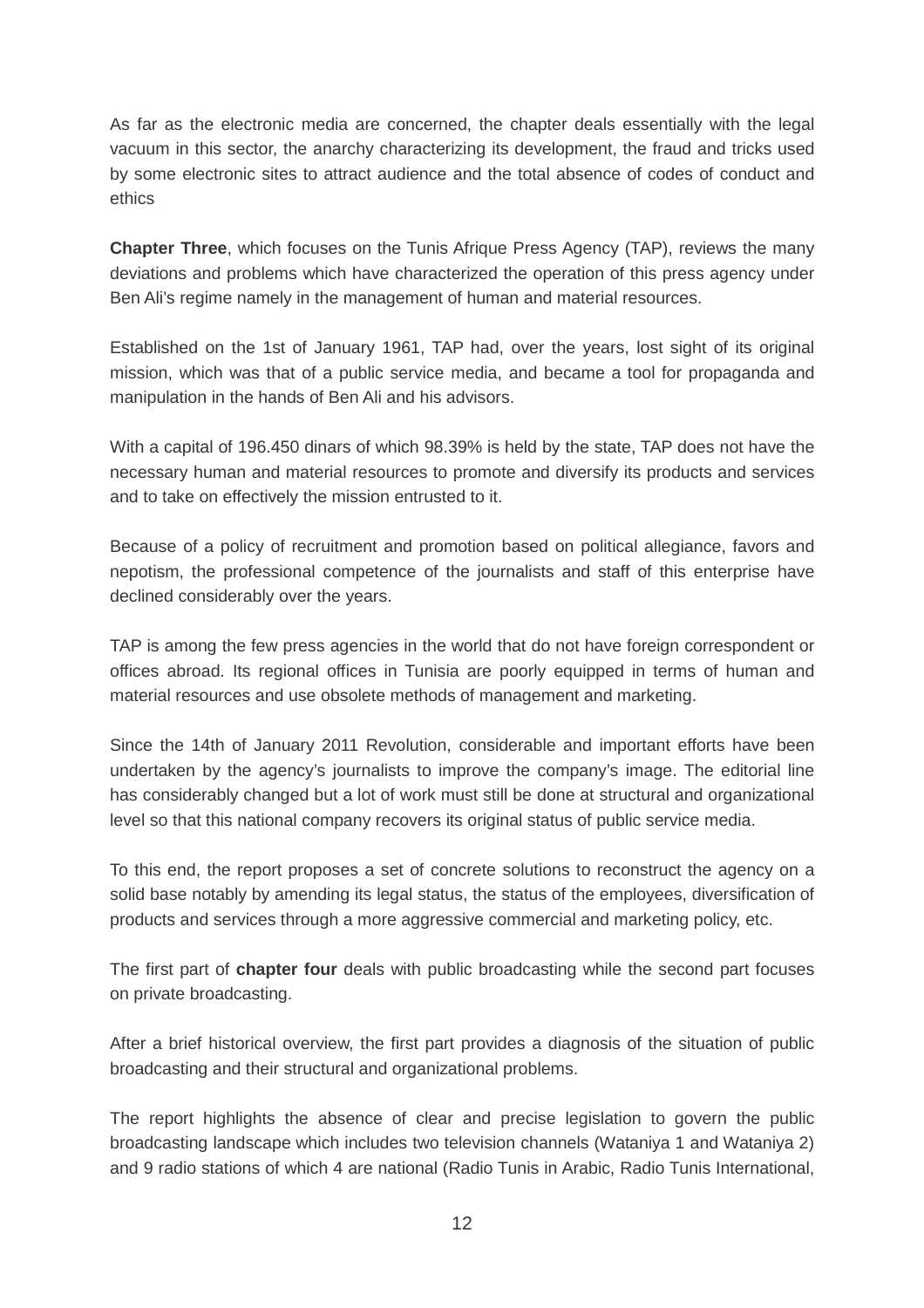As far as the electronic media are concerned, the chapter deals essentially with the legal vacuum in this sector, the anarchy characterizing its development, the fraud and tricks used by some electronic sites to attract audience and the total absence of codes of conduct and ethics

**Chapter Three**, which focuses on the Tunis Afrique Press Agency (TAP), reviews the many deviations and problems which have characterized the operation of this press agency under Ben Ali's regime namely in the management of human and material resources.

Established on the 1st of January 1961, TAP had, over the years, lost sight of its original mission, which was that of a public service media, and became a tool for propaganda and manipulation in the hands of Ben Ali and his advisors.

With a capital of 196.450 dinars of which 98.39% is held by the state, TAP does not have the necessary human and material resources to promote and diversify its products and services and to take on effectively the mission entrusted to it.

Because of a policy of recruitment and promotion based on political allegiance, favors and nepotism, the professional competence of the journalists and staff of this enterprise have declined considerably over the years.

TAP is among the few press agencies in the world that do not have foreign correspondent or offices abroad. Its regional offices in Tunisia are poorly equipped in terms of human and material resources and use obsolete methods of management and marketing.

Since the 14th of January 2011 Revolution, considerable and important efforts have been undertaken by the agency's journalists to improve the company's image. The editorial line has considerably changed but a lot of work must still be done at structural and organizational level so that this national company recovers its original status of public service media.

To this end, the report proposes a set of concrete solutions to reconstruct the agency on a solid base notably by amending its legal status, the status of the employees, diversification of products and services through a more aggressive commercial and marketing policy, etc.

The first part of **chapter four** deals with public broadcasting while the second part focuses on private broadcasting.

After a brief historical overview, the first part provides a diagnosis of the situation of public broadcasting and their structural and organizational problems.

The report highlights the absence of clear and precise legislation to govern the public broadcasting landscape which includes two television channels (Wataniya 1 and Wataniya 2) and 9 radio stations of which 4 are national (Radio Tunis in Arabic, Radio Tunis International,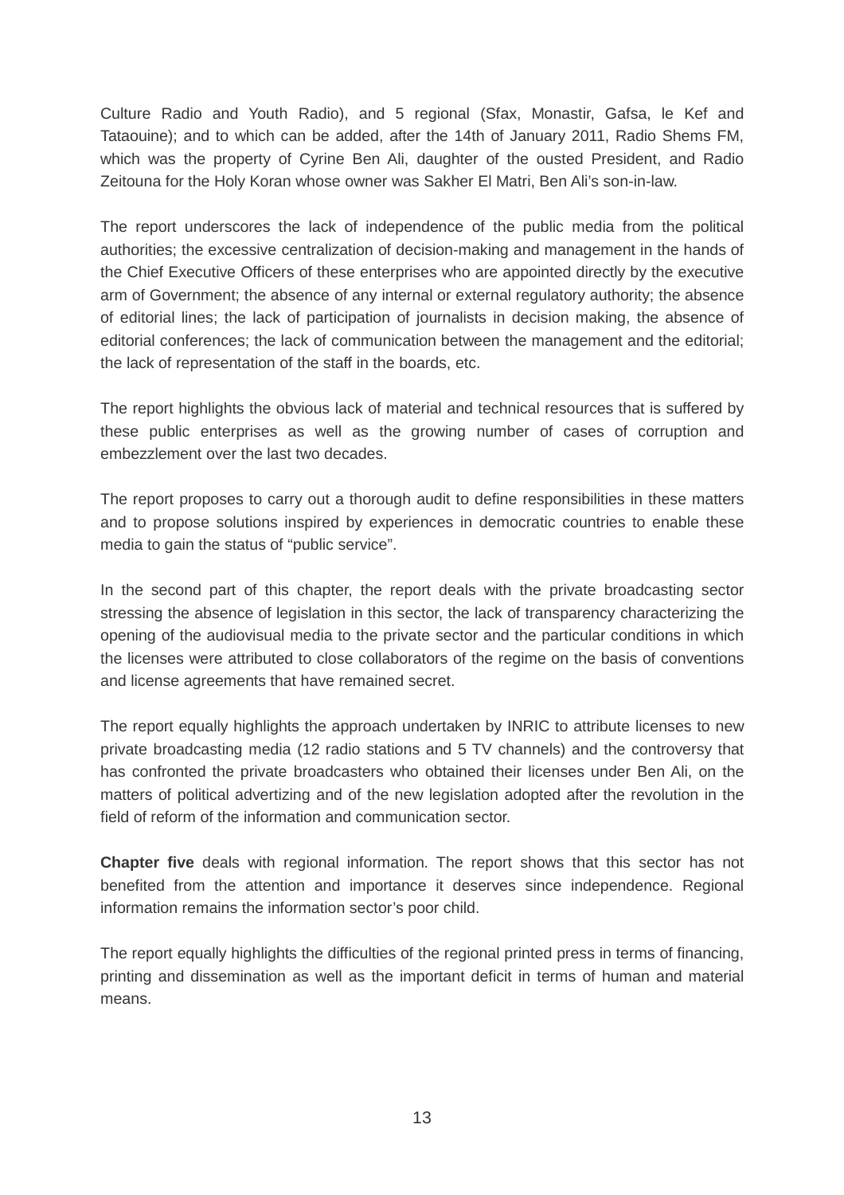Culture Radio and Youth Radio), and 5 regional (Sfax, Monastir, Gafsa, le Kef and Tataouine); and to which can be added, after the 14th of January 2011, Radio Shems FM, which was the property of Cyrine Ben Ali, daughter of the ousted President, and Radio Zeitouna for the Holy Koran whose owner was Sakher El Matri, Ben Ali's son-in-law.

The report underscores the lack of independence of the public media from the political authorities; the excessive centralization of decision-making and management in the hands of the Chief Executive Officers of these enterprises who are appointed directly by the executive arm of Government; the absence of any internal or external regulatory authority; the absence of editorial lines; the lack of participation of journalists in decision making, the absence of editorial conferences; the lack of communication between the management and the editorial; the lack of representation of the staff in the boards, etc.

The report highlights the obvious lack of material and technical resources that is suffered by these public enterprises as well as the growing number of cases of corruption and embezzlement over the last two decades.

The report proposes to carry out a thorough audit to define responsibilities in these matters and to propose solutions inspired by experiences in democratic countries to enable these media to gain the status of "public service".

In the second part of this chapter, the report deals with the private broadcasting sector stressing the absence of legislation in this sector, the lack of transparency characterizing the opening of the audiovisual media to the private sector and the particular conditions in which the licenses were attributed to close collaborators of the regime on the basis of conventions and license agreements that have remained secret.

The report equally highlights the approach undertaken by INRIC to attribute licenses to new private broadcasting media (12 radio stations and 5 TV channels) and the controversy that has confronted the private broadcasters who obtained their licenses under Ben Ali, on the matters of political advertizing and of the new legislation adopted after the revolution in the field of reform of the information and communication sector.

**Chapter five** deals with regional information. The report shows that this sector has not benefited from the attention and importance it deserves since independence. Regional information remains the information sector's poor child.

The report equally highlights the difficulties of the regional printed press in terms of financing, printing and dissemination as well as the important deficit in terms of human and material means.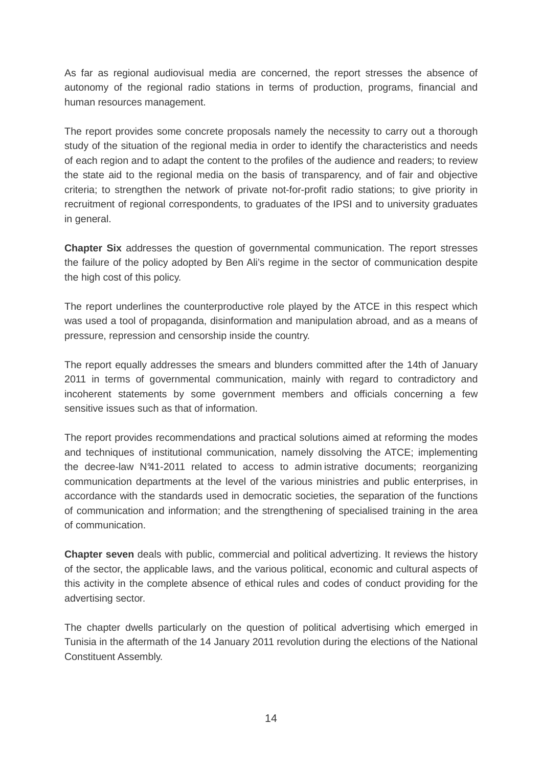As far as regional audiovisual media are concerned, the report stresses the absence of autonomy of the regional radio stations in terms of production, programs, financial and human resources management.

The report provides some concrete proposals namely the necessity to carry out a thorough study of the situation of the regional media in order to identify the characteristics and needs of each region and to adapt the content to the profiles of the audience and readers; to review the state aid to the regional media on the basis of transparency, and of fair and objective criteria; to strengthen the network of private not-for-profit radio stations; to give priority in recruitment of regional correspondents, to graduates of the IPSI and to university graduates in general.

**Chapter Six** addresses the question of governmental communication. The report stresses the failure of the policy adopted by Ben Ali's regime in the sector of communication despite the high cost of this policy.

The report underlines the counterproductive role played by the ATCE in this respect which was used a tool of propaganda, disinformation and manipulation abroad, and as a means of pressure, repression and censorship inside the country.

The report equally addresses the smears and blunders committed after the 14th of January 2011 in terms of governmental communication, mainly with regard to contradictory and incoherent statements by some government members and officials concerning a few sensitive issues such as that of information.

The report provides recommendations and practical solutions aimed at reforming the modes and techniques of institutional communication, namely dissolving the ATCE; implementing the decree-law N°41-2011 related to access to administrative documents; reorganizing communication departments at the level of the various ministries and public enterprises, in accordance with the standards used in democratic societies, the separation of the functions of communication and information; and the strengthening of specialised training in the area of communication.

**Chapter seven** deals with public, commercial and political advertizing. It reviews the history of the sector, the applicable laws, and the various political, economic and cultural aspects of this activity in the complete absence of ethical rules and codes of conduct providing for the advertising sector.

The chapter dwells particularly on the question of political advertising which emerged in Tunisia in the aftermath of the 14 January 2011 revolution during the elections of the National Constituent Assembly.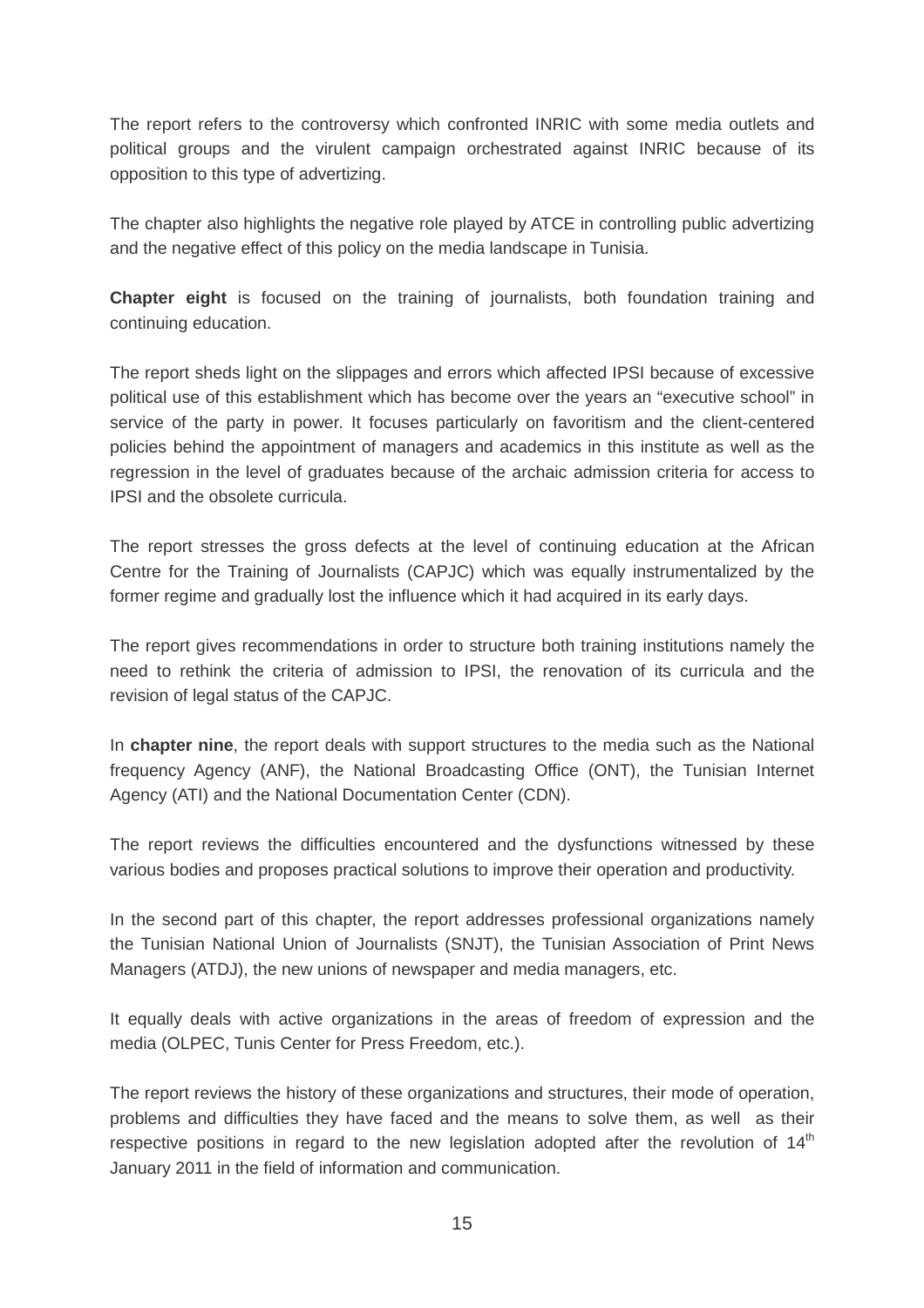The report refers to the controversy which confronted INRIC with some media outlets and political groups and the virulent campaign orchestrated against INRIC because of its opposition to this type of advertizing.

The chapter also highlights the negative role played by ATCE in controlling public advertizing and the negative effect of this policy on the media landscape in Tunisia.

**Chapter eight** is focused on the training of journalists, both foundation training and continuing education.

The report sheds light on the slippages and errors which affected IPSI because of excessive political use of this establishment which has become over the years an "executive school" in service of the party in power. It focuses particularly on favoritism and the client-centered policies behind the appointment of managers and academics in this institute as well as the regression in the level of graduates because of the archaic admission criteria for access to IPSI and the obsolete curricula.

The report stresses the gross defects at the level of continuing education at the African Centre for the Training of Journalists (CAPJC) which was equally instrumentalized by the former regime and gradually lost the influence which it had acquired in its early days.

The report gives recommendations in order to structure both training institutions namely the need to rethink the criteria of admission to IPSI, the renovation of its curricula and the revision of legal status of the CAPJC.

In **chapter nine**, the report deals with support structures to the media such as the National frequency Agency (ANF), the National Broadcasting Office (ONT), the Tunisian Internet Agency (ATI) and the National Documentation Center (CDN).

The report reviews the difficulties encountered and the dysfunctions witnessed by these various bodies and proposes practical solutions to improve their operation and productivity.

In the second part of this chapter, the report addresses professional organizations namely the Tunisian National Union of Journalists (SNJT), the Tunisian Association of Print News Managers (ATDJ), the new unions of newspaper and media managers, etc.

It equally deals with active organizations in the areas of freedom of expression and the media (OLPEC, Tunis Center for Press Freedom, etc.).

The report reviews the history of these organizations and structures, their mode of operation, problems and difficulties they have faced and the means to solve them, as well as their respective positions in regard to the new legislation adopted after the revolution of 14th January 2011 in the field of information and communication.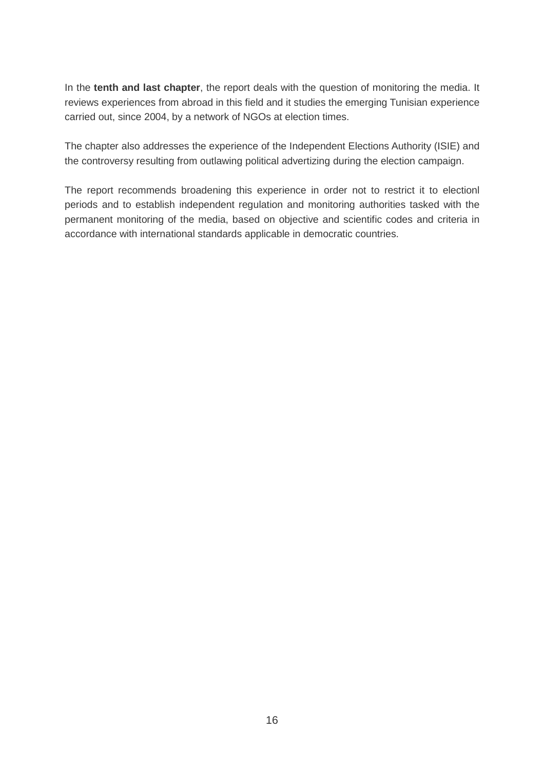In the **tenth and last chapter**, the report deals with the question of monitoring the media. It reviews experiences from abroad in this field and it studies the emerging Tunisian experience carried out, since 2004, by a network of NGOs at election times.

The chapter also addresses the experience of the Independent Elections Authority (ISIE) and the controversy resulting from outlawing political advertizing during the election campaign.

The report recommends broadening this experience in order not to restrict it to electionl periods and to establish independent regulation and monitoring authorities tasked with the permanent monitoring of the media, based on objective and scientific codes and criteria in accordance with international standards applicable in democratic countries.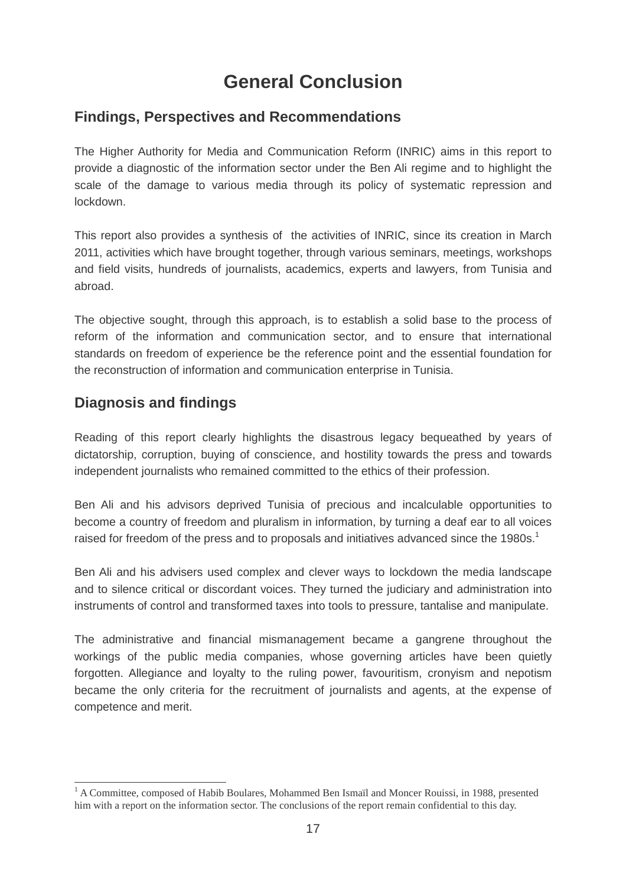# General Conclusion

## Findings, Perspectives and Recommendations

The Higher Authority for Media and Communication Reform (INRIC) aims in this report to provide a diagnostic of the information sector under the Ben Ali regime and to highlight the scale of the damage to various media through its policy of systematic repression and lockdown.

This report also provides a synthesis of the activities of INRIC, since its creation in March 2011, activities which have brought together, through various seminars, meetings, workshops and field visits, hundreds of journalists, academics, experts and lawyers, from Tunisia and abroad.

The objective sought, through this approach, is to establish a solid base to the process of reform of the information and communication sector, and to ensure that international standards on freedom of experience be the reference point and the essential foundation for the reconstruction of information and communication enterprise in Tunisia.

## Diagnosis and findings

Reading of this report clearly highlights the disastrous legacy bequeathed by years of dictatorship, corruption, buying of conscience, and hostility towards the press and towards independent journalists who remained committed to the ethics of their profession.

Ben Ali and his advisors deprived Tunisia of precious and incalculable opportunities to become a country of freedom and pluralism in information, by turning a deaf ear to all voices raised for freedom of the press and to proposals and initiatives advanced since the 1980s.[1]

Ben Ali and his advisers used complex and clever ways to lockdown the media landscape and to silence critical or discordant voices. They turned the judiciary and administration into instruments of control and transformed taxes into tools to pressure, tantalise and manipulate.

The administrative and financial mismanagement became a gangrene throughout the workings of the public media companies, whose governing articles have been quietly forgotten. Allegiance and loyalty to the ruling power, favouritism, cronyism and nepotism became the only criteria for the recruitment of journalists and agents, at the expense of competence and merit.

---

[1] A Committee, composed of Habib Boulares, Mohammed Ben Ismaïl and Moncer Rouissi, in 1988, presented him with a report on the information sector. The conclusions of the report remain confidential to this day.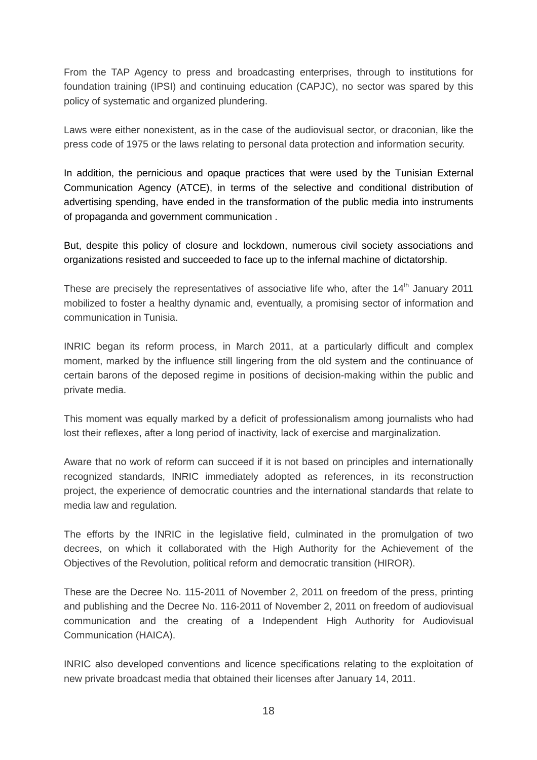From the TAP Agency to press and broadcasting enterprises, through to institutions for foundation training (IPSI) and continuing education (CAPJC), no sector was spared by this policy of systematic and organized plundering.

Laws were either nonexistent, as in the case of the audiovisual sector, or draconian, like the press code of 1975 or the laws relating to personal data protection and information security.

In addition, the pernicious and opaque practices that were used by the Tunisian External Communication Agency (ATCE), in terms of the selective and conditional distribution of advertising spending, have ended in the transformation of the public media into instruments of propaganda and government communication .

But, despite this policy of closure and lockdown, numerous civil society associations and organizations resisted and succeeded to face up to the infernal machine of dictatorship.

These are precisely the representatives of associative life who, after the 14th January 2011 mobilized to foster a healthy dynamic and, eventually, a promising sector of information and communication in Tunisia.

INRIC began its reform process, in March 2011, at a particularly difficult and complex moment, marked by the influence still lingering from the old system and the continuance of certain barons of the deposed regime in positions of decision-making within the public and private media.

This moment was equally marked by a deficit of professionalism among journalists who had lost their reflexes, after a long period of inactivity, lack of exercise and marginalization.

Aware that no work of reform can succeed if it is not based on principles and internationally recognized standards, INRIC immediately adopted as references, in its reconstruction project, the experience of democratic countries and the international standards that relate to media law and regulation.

The efforts by the INRIC in the legislative field, culminated in the promulgation of two decrees, on which it collaborated with the High Authority for the Achievement of the Objectives of the Revolution, political reform and democratic transition (HIROR).

These are the Decree No. 115-2011 of November 2, 2011 on freedom of the press, printing and publishing and the Decree No. 116-2011 of November 2, 2011 on freedom of audiovisual communication and the creating of a Independent High Authority for Audiovisual Communication (HAICA).

INRIC also developed conventions and licence specifications relating to the exploitation of new private broadcast media that obtained their licenses after January 14, 2011.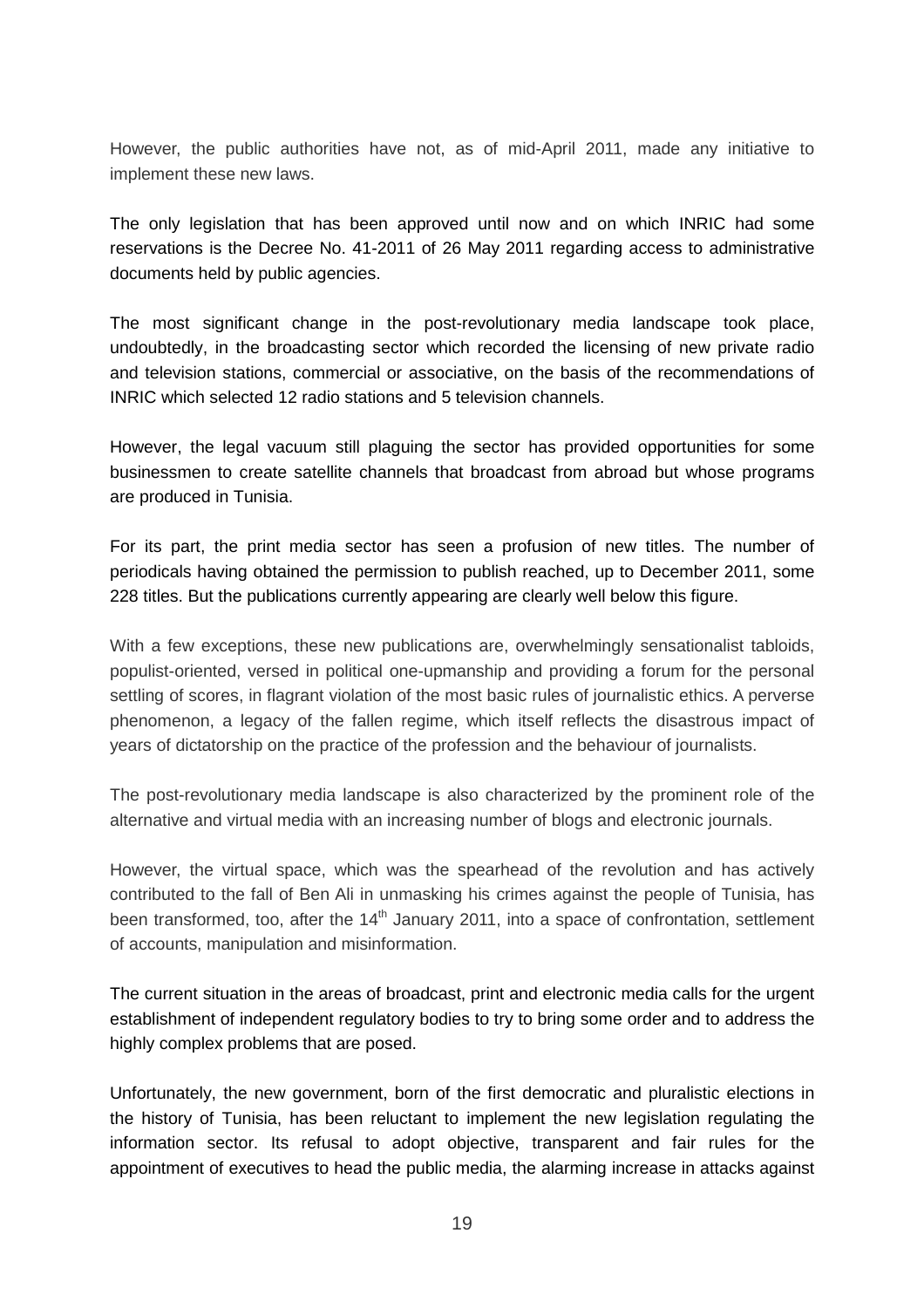However, the public authorities have not, as of mid-April 2011, made any initiative to implement these new laws.

The only legislation that has been approved until now and on which INRIC had some reservations is the Decree No. 41-2011 of 26 May 2011 regarding access to administrative documents held by public agencies.

The most significant change in the post-revolutionary media landscape took place, undoubtedly, in the broadcasting sector which recorded the licensing of new private radio and television stations, commercial or associative, on the basis of the recommendations of INRIC which selected 12 radio stations and 5 television channels.

However, the legal vacuum still plaguing the sector has provided opportunities for some businessmen to create satellite channels that broadcast from abroad but whose programs are produced in Tunisia.

For its part, the print media sector has seen a profusion of new titles. The number of periodicals having obtained the permission to publish reached, up to December 2011, some 228 titles. But the publications currently appearing are clearly well below this figure.

With a few exceptions, these new publications are, overwhelmingly sensationalist tabloids, populist-oriented, versed in political one-upmanship and providing a forum for the personal settling of scores, in flagrant violation of the most basic rules of journalistic ethics. A perverse phenomenon, a legacy of the fallen regime, which itself reflects the disastrous impact of years of dictatorship on the practice of the profession and the behaviour of journalists.

The post-revolutionary media landscape is also characterized by the prominent role of the alternative and virtual media with an increasing number of blogs and electronic journals.

However, the virtual space, which was the spearhead of the revolution and has actively contributed to the fall of Ben Ali in unmasking his crimes against the people of Tunisia, has been transformed, too, after the 14th January 2011, into a space of confrontation, settlement of accounts, manipulation and misinformation.

The current situation in the areas of broadcast, print and electronic media calls for the urgent establishment of independent regulatory bodies to try to bring some order and to address the highly complex problems that are posed.

Unfortunately, the new government, born of the first democratic and pluralistic elections in the history of Tunisia, has been reluctant to implement the new legislation regulating the information sector. Its refusal to adopt objective, transparent and fair rules for the appointment of executives to head the public media, the alarming increase in attacks against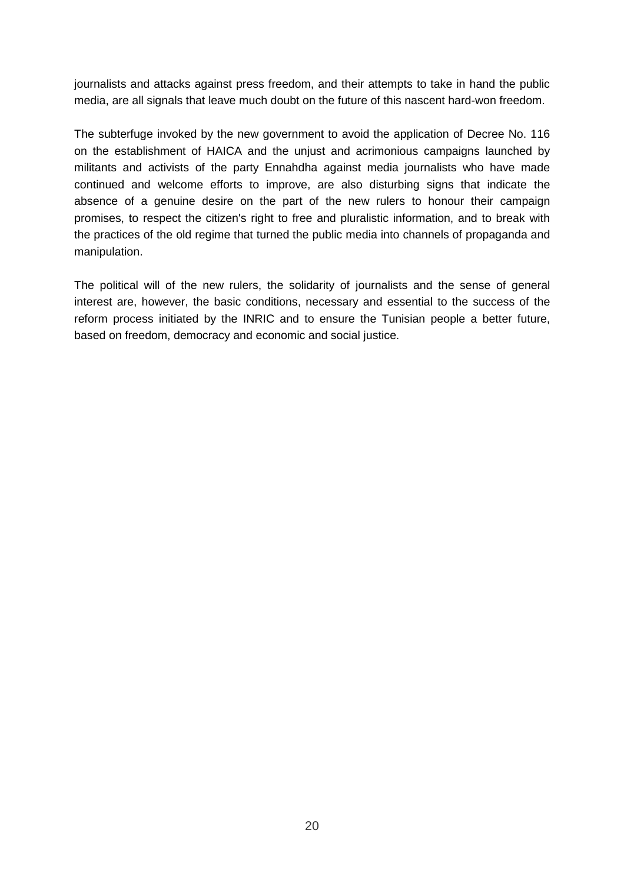journalists and attacks against press freedom, and their attempts to take in hand the public media, are all signals that leave much doubt on the future of this nascent hard-won freedom.

The subterfuge invoked by the new government to avoid the application of Decree No. 116 on the establishment of HAICA and the unjust and acrimonious campaigns launched by militants and activists of the party Ennahdha against media journalists who have made continued and welcome efforts to improve, are also disturbing signs that indicate the absence of a genuine desire on the part of the new rulers to honour their campaign promises, to respect the citizen's right to free and pluralistic information, and to break with the practices of the old regime that turned the public media into channels of propaganda and manipulation.

The political will of the new rulers, the solidarity of journalists and the sense of general interest are, however, the basic conditions, necessary and essential to the success of the reform process initiated by the INRIC and to ensure the Tunisian people a better future, based on freedom, democracy and economic and social justice.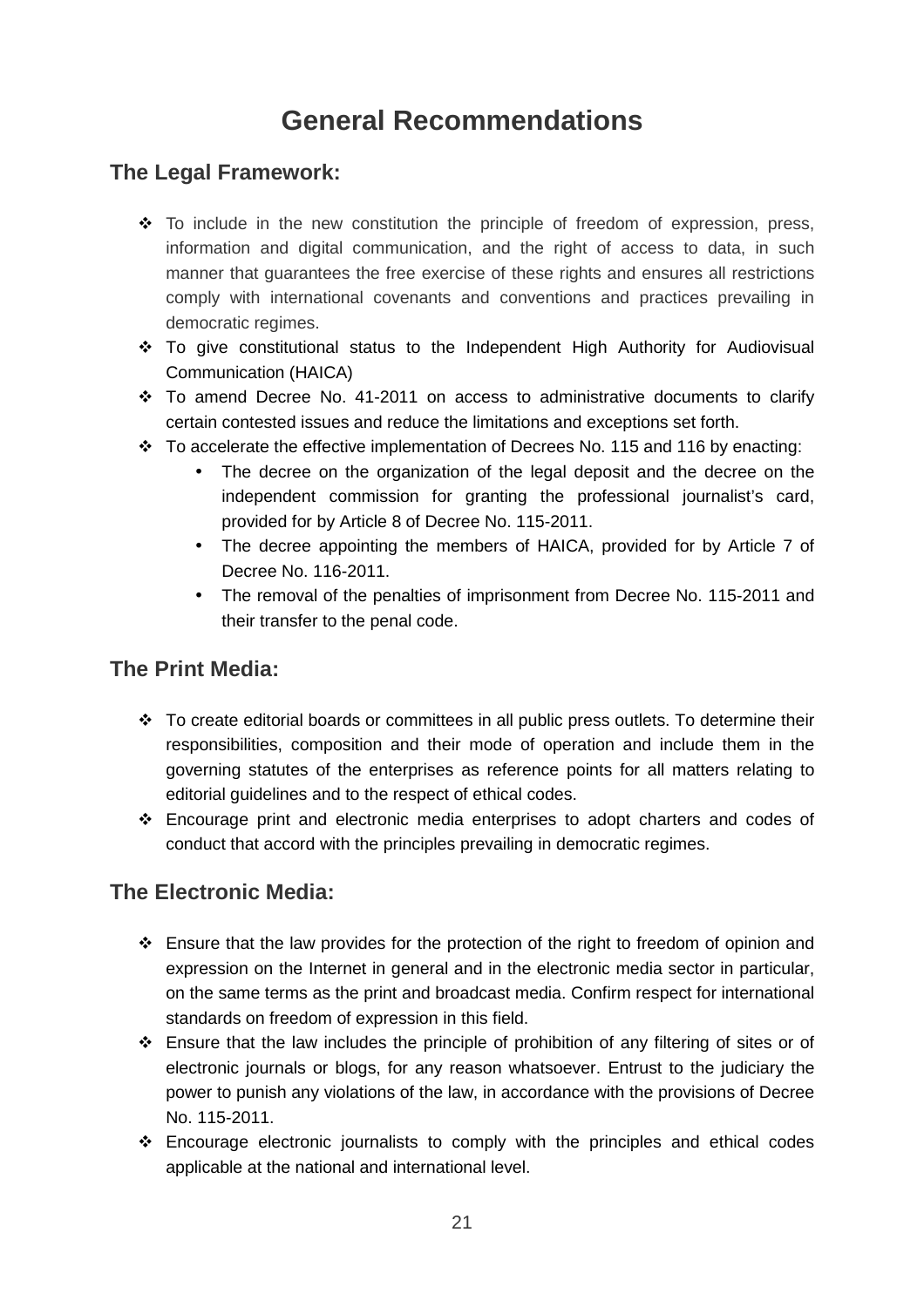# General Recommendations

## The Legal Framework:

- To include in the new constitution the principle of freedom of expression, press, information and digital communication, and the right of access to data, in such manner that guarantees the free exercise of these rights and ensures all restrictions comply with international covenants and conventions and practices prevailing in democratic regimes.
- To give constitutional status to the Independent High Authority for Audiovisual Communication (HAICA)
- To amend Decree No. 41-2011 on access to administrative documents to clarify certain contested issues and reduce the limitations and exceptions set forth.
- To accelerate the effective implementation of Decrees No. 115 and 116 by enacting:
  - The decree on the organization of the legal deposit and the decree on the independent commission for granting the professional journalist's card, provided for by Article 8 of Decree No. 115-2011.
  - The decree appointing the members of HAICA, provided for by Article 7 of Decree No. 116-2011.
  - The removal of the penalties of imprisonment from Decree No. 115-2011 and their transfer to the penal code.

## The Print Media:

- To create editorial boards or committees in all public press outlets. To determine their responsibilities, composition and their mode of operation and include them in the governing statutes of the enterprises as reference points for all matters relating to editorial guidelines and to the respect of ethical codes.
- Encourage print and electronic media enterprises to adopt charters and codes of conduct that accord with the principles prevailing in democratic regimes.

## The Electronic Media:

- Ensure that the law provides for the protection of the right to freedom of opinion and expression on the Internet in general and in the electronic media sector in particular, on the same terms as the print and broadcast media. Confirm respect for international standards on freedom of expression in this field.
- Ensure that the law includes the principle of prohibition of any filtering of sites or of electronic journals or blogs, for any reason whatsoever. Entrust to the judiciary the power to punish any violations of the law, in accordance with the provisions of Decree No. 115-2011.
- Encourage electronic journalists to comply with the principles and ethical codes applicable at the national and international level.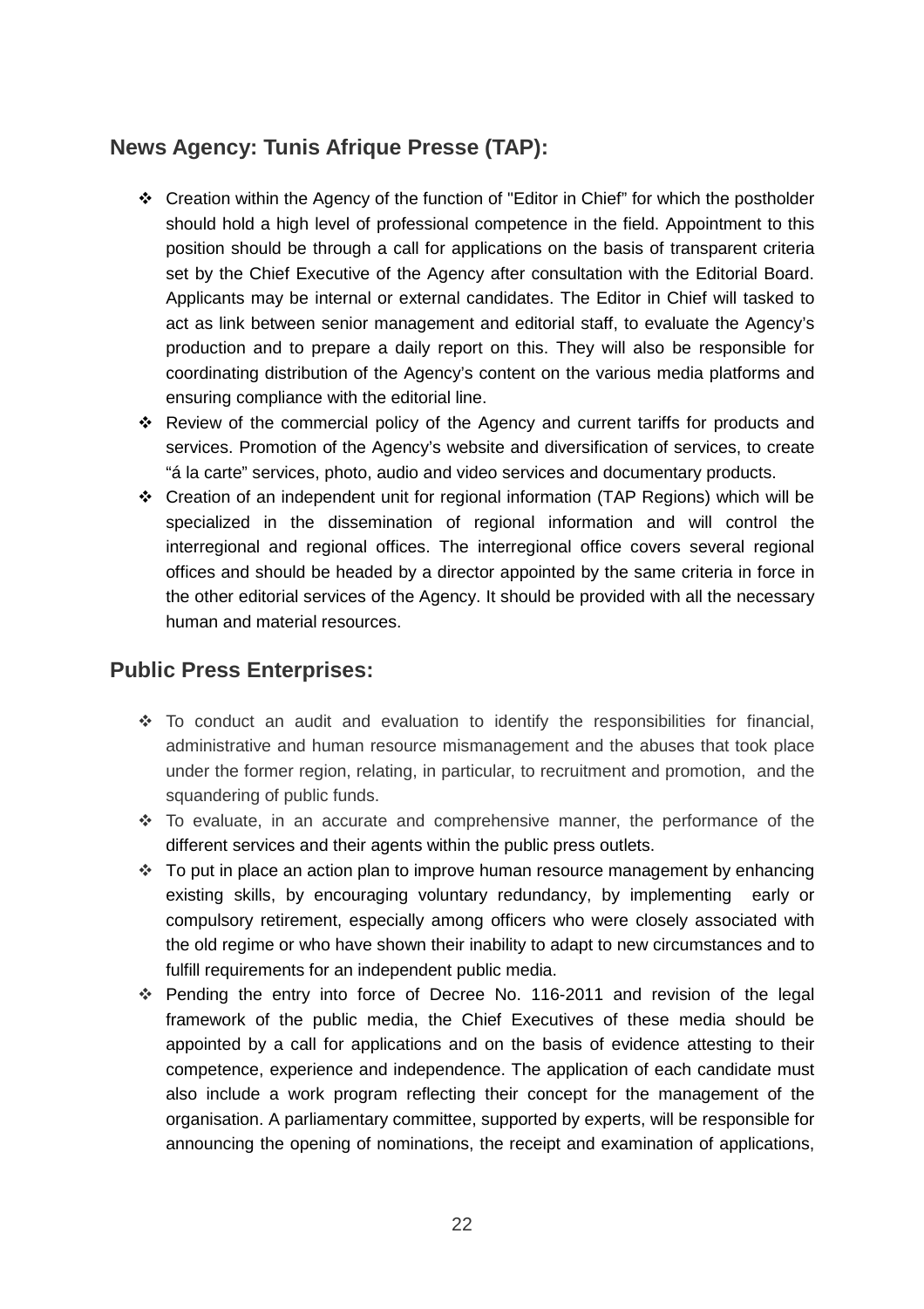## News Agency: Tunis Afrique Presse (TAP):

- Creation within the Agency of the function of "Editor in Chief" for which the postholder should hold a high level of professional competence in the field. Appointment to this position should be through a call for applications on the basis of transparent criteria set by the Chief Executive of the Agency after consultation with the Editorial Board. Applicants may be internal or external candidates. The Editor in Chief will tasked to act as link between senior management and editorial staff, to evaluate the Agency's production and to prepare a daily report on this. They will also be responsible for coordinating distribution of the Agency's content on the various media platforms and ensuring compliance with the editorial line.
- Review of the commercial policy of the Agency and current tariffs for products and services. Promotion of the Agency's website and diversification of services, to create "á la carte" services, photo, audio and video services and documentary products.
- Creation of an independent unit for regional information (TAP Regions) which will be specialized in the dissemination of regional information and will control the interregional and regional offices. The interregional office covers several regional offices and should be headed by a director appointed by the same criteria in force in the other editorial services of the Agency. It should be provided with all the necessary human and material resources.

## Public Press Enterprises:

- To conduct an audit and evaluation to identify the responsibilities for financial, administrative and human resource mismanagement and the abuses that took place under the former region, relating, in particular, to recruitment and promotion, and the squandering of public funds.
- To evaluate, in an accurate and comprehensive manner, the performance of the different services and their agents within the public press outlets.
- To put in place an action plan to improve human resource management by enhancing existing skills, by encouraging voluntary redundancy, by implementing early or compulsory retirement, especially among officers who were closely associated with the old regime or who have shown their inability to adapt to new circumstances and to fulfill requirements for an independent public media.
- Pending the entry into force of Decree No. 116-2011 and revision of the legal framework of the public media, the Chief Executives of these media should be appointed by a call for applications and on the basis of evidence attesting to their competence, experience and independence. The application of each candidate must also include a work program reflecting their concept for the management of the organisation. A parliamentary committee, supported by experts, will be responsible for announcing the opening of nominations, the receipt and examination of applications,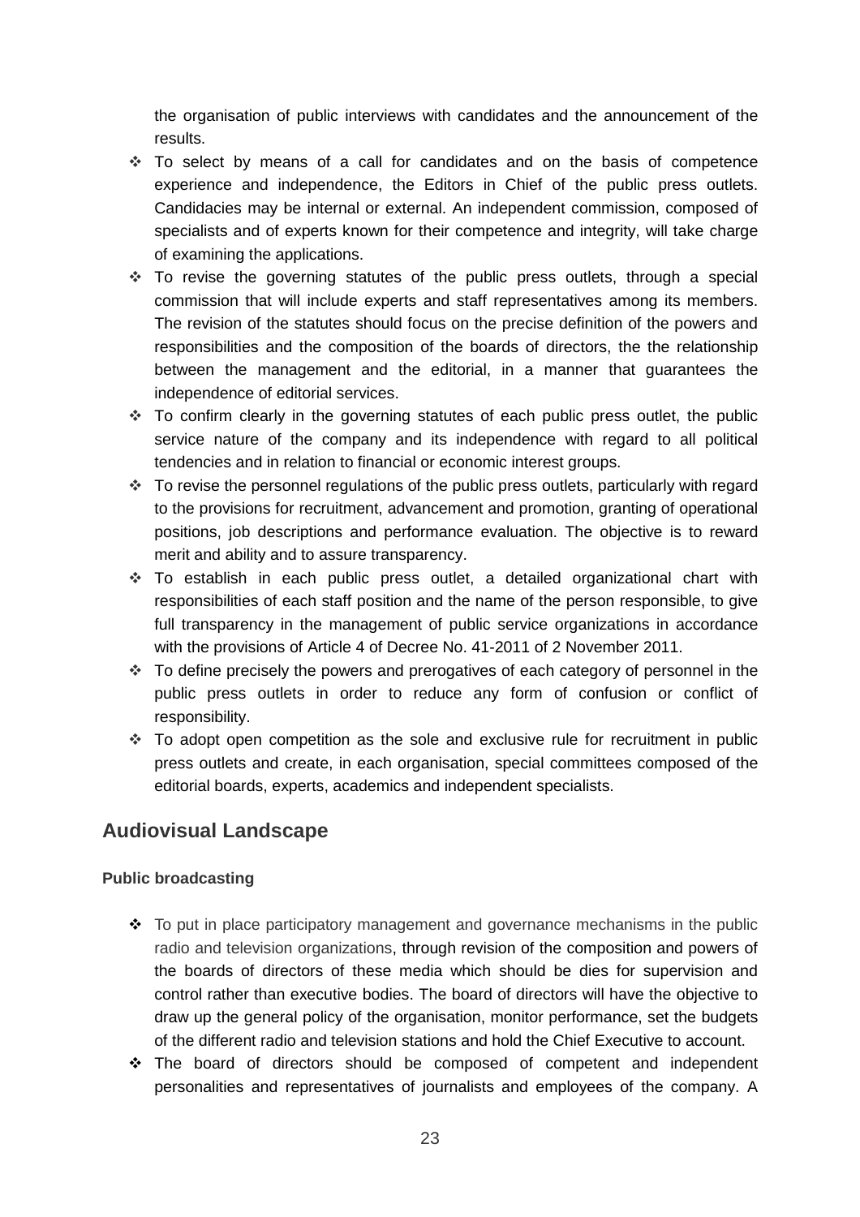the organisation of public interviews with candidates and the announcement of the results.

- To select by means of a call for candidates and on the basis of competence experience and independence, the Editors in Chief of the public press outlets. Candidacies may be internal or external. An independent commission, composed of specialists and of experts known for their competence and integrity, will take charge of examining the applications.
- To revise the governing statutes of the public press outlets, through a special commission that will include experts and staff representatives among its members. The revision of the statutes should focus on the precise definition of the powers and responsibilities and the composition of the boards of directors, the the relationship between the management and the editorial, in a manner that guarantees the independence of editorial services.
- To confirm clearly in the governing statutes of each public press outlet, the public service nature of the company and its independence with regard to all political tendencies and in relation to financial or economic interest groups.
- To revise the personnel regulations of the public press outlets, particularly with regard to the provisions for recruitment, advancement and promotion, granting of operational positions, job descriptions and performance evaluation. The objective is to reward merit and ability and to assure transparency.
- To establish in each public press outlet, a detailed organizational chart with responsibilities of each staff position and the name of the person responsible, to give full transparency in the management of public service organizations in accordance with the provisions of Article 4 of Decree No. 41-2011 of 2 November 2011.
- To define precisely the powers and prerogatives of each category of personnel in the public press outlets in order to reduce any form of confusion or conflict of responsibility.
- To adopt open competition as the sole and exclusive rule for recruitment in public press outlets and create, in each organisation, special committees composed of the editorial boards, experts, academics and independent specialists.

## Audiovisual Landscape

### Public broadcasting

- To put in place participatory management and governance mechanisms in the public radio and television organizations, through revision of the composition and powers of the boards of directors of these media which should be dies for supervision and control rather than executive bodies. The board of directors will have the objective to draw up the general policy of the organisation, monitor performance, set the budgets of the different radio and television stations and hold the Chief Executive to account.
- The board of directors should be composed of competent and independent personalities and representatives of journalists and employees of the company. A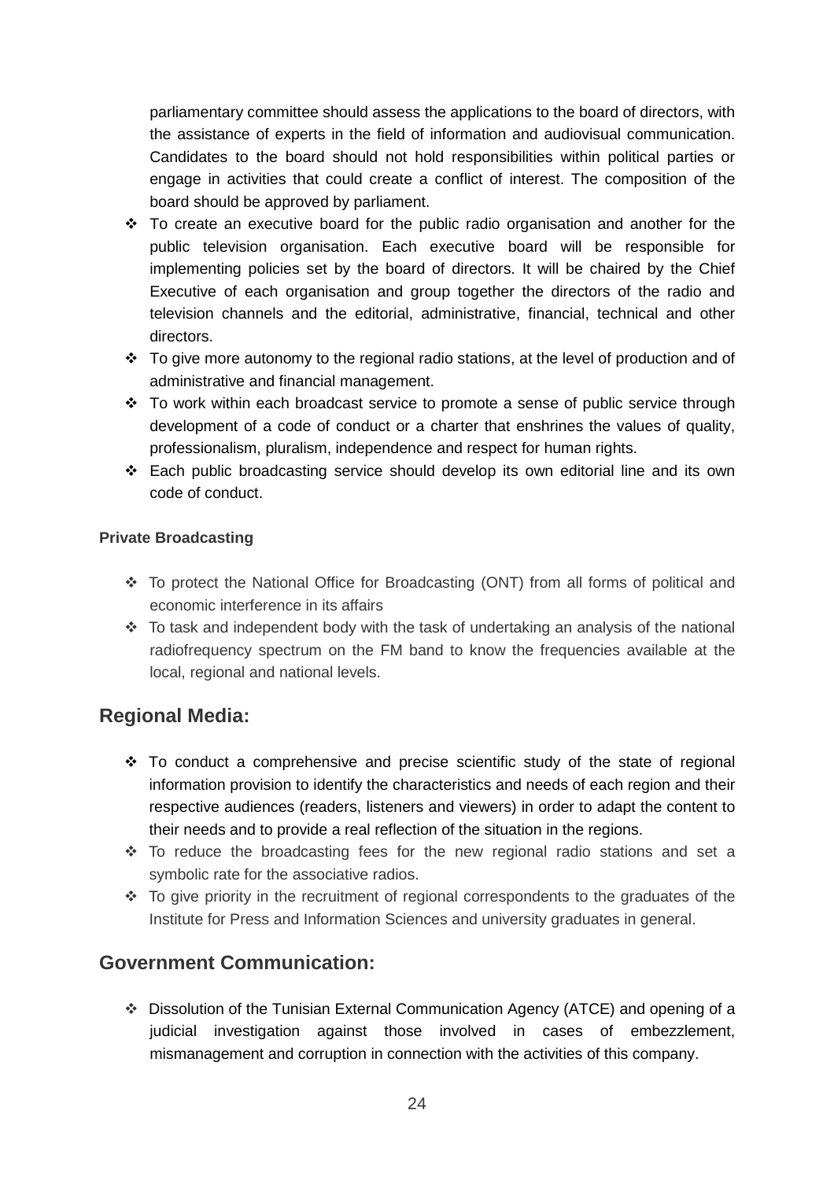parliamentary committee should assess the applications to the board of directors, with the assistance of experts in the field of information and audiovisual communication. Candidates to the board should not hold responsibilities within political parties or engage in activities that could create a conflict of interest. The composition of the board should be approved by parliament.

- To create an executive board for the public radio organisation and another for the public television organisation. Each executive board will be responsible for implementing policies set by the board of directors. It will be chaired by the Chief Executive of each organisation and group together the directors of the radio and television channels and the editorial, administrative, financial, technical and other directors.
- To give more autonomy to the regional radio stations, at the level of production and of administrative and financial management.
- To work within each broadcast service to promote a sense of public service through development of a code of conduct or a charter that enshrines the values of quality, professionalism, pluralism, independence and respect for human rights.
- Each public broadcasting service should develop its own editorial line and its own code of conduct.

**Private Broadcasting**

- To protect the National Office for Broadcasting (ONT) from all forms of political and economic interference in its affairs
- To task and independent body with the task of undertaking an analysis of the national radiofrequency spectrum on the FM band to know the frequencies available at the local, regional and national levels.

## Regional Media:

- To conduct a comprehensive and precise scientific study of the state of regional information provision to identify the characteristics and needs of each region and their respective audiences (readers, listeners and viewers) in order to adapt the content to their needs and to provide a real reflection of the situation in the regions.
- To reduce the broadcasting fees for the new regional radio stations and set a symbolic rate for the associative radios.
- To give priority in the recruitment of regional correspondents to the graduates of the Institute for Press and Information Sciences and university graduates in general.

## Government Communication:

- Dissolution of the Tunisian External Communication Agency (ATCE) and opening of a judicial investigation against those involved in cases of embezzlement, mismanagement and corruption in connection with the activities of this company.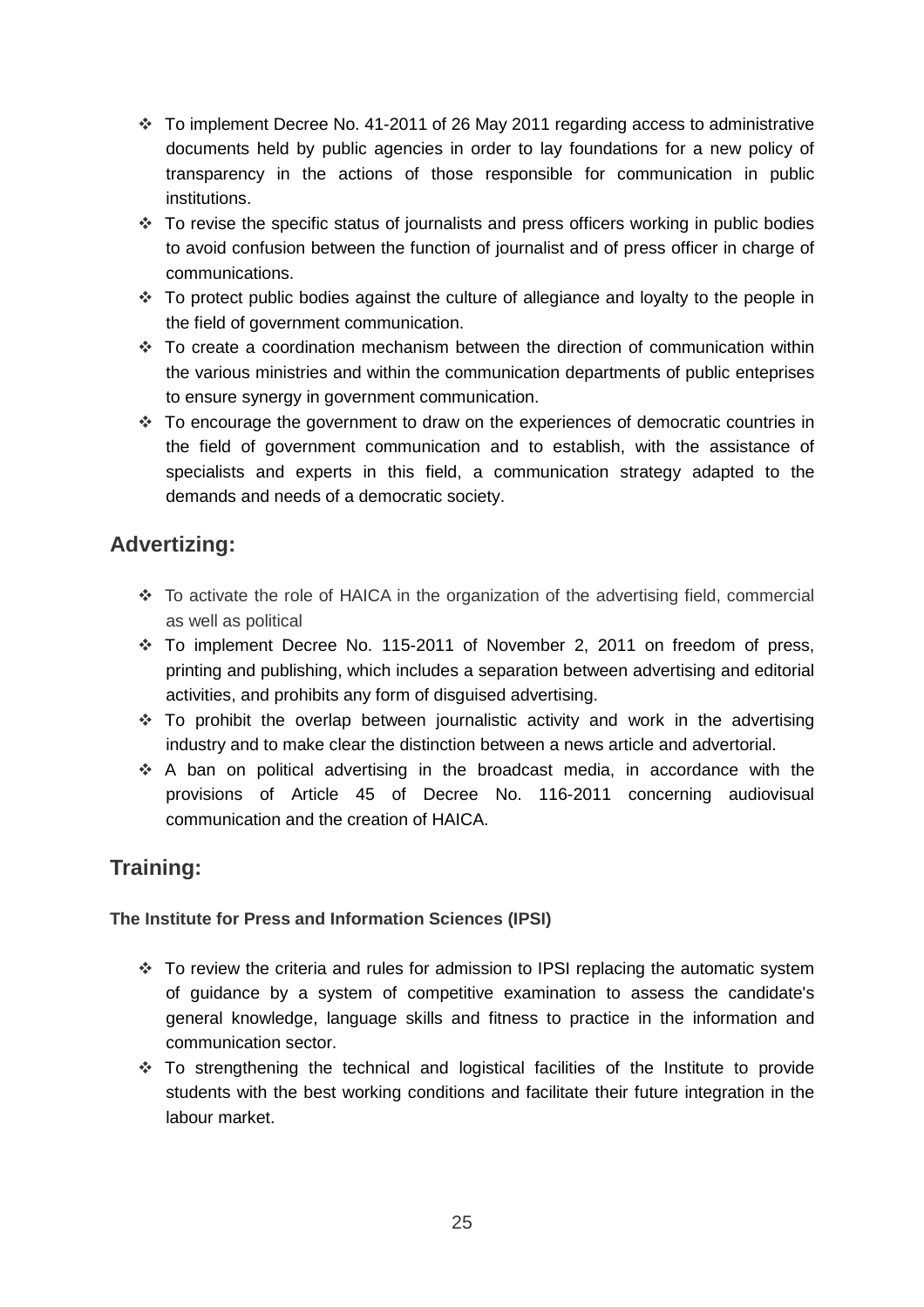- To implement Decree No. 41-2011 of 26 May 2011 regarding access to administrative documents held by public agencies in order to lay foundations for a new policy of transparency in the actions of those responsible for communication in public institutions.
- To revise the specific status of journalists and press officers working in public bodies to avoid confusion between the function of journalist and of press officer in charge of communications.
- To protect public bodies against the culture of allegiance and loyalty to the people in the field of government communication.
- To create a coordination mechanism between the direction of communication within the various ministries and within the communication departments of public enteprises to ensure synergy in government communication.
- To encourage the government to draw on the experiences of democratic countries in the field of government communication and to establish, with the assistance of specialists and experts in this field, a communication strategy adapted to the demands and needs of a democratic society.

## Advertizing:

- To activate the role of HAICA in the organization of the advertising field, commercial as well as political
- To implement Decree No. 115-2011 of November 2, 2011 on freedom of press, printing and publishing, which includes a separation between advertising and editorial activities, and prohibits any form of disguised advertising.
- To prohibit the overlap between journalistic activity and work in the advertising industry and to make clear the distinction between a news article and advertorial.
- A ban on political advertising in the broadcast media, in accordance with the provisions of Article 45 of Decree No. 116-2011 concerning audiovisual communication and the creation of HAICA.

## Training:

**The Institute for Press and Information Sciences (IPSI)**

- To review the criteria and rules for admission to IPSI replacing the automatic system of guidance by a system of competitive examination to assess the candidate's general knowledge, language skills and fitness to practice in the information and communication sector.
- To strengthening the technical and logistical facilities of the Institute to provide students with the best working conditions and facilitate their future integration in the labour market.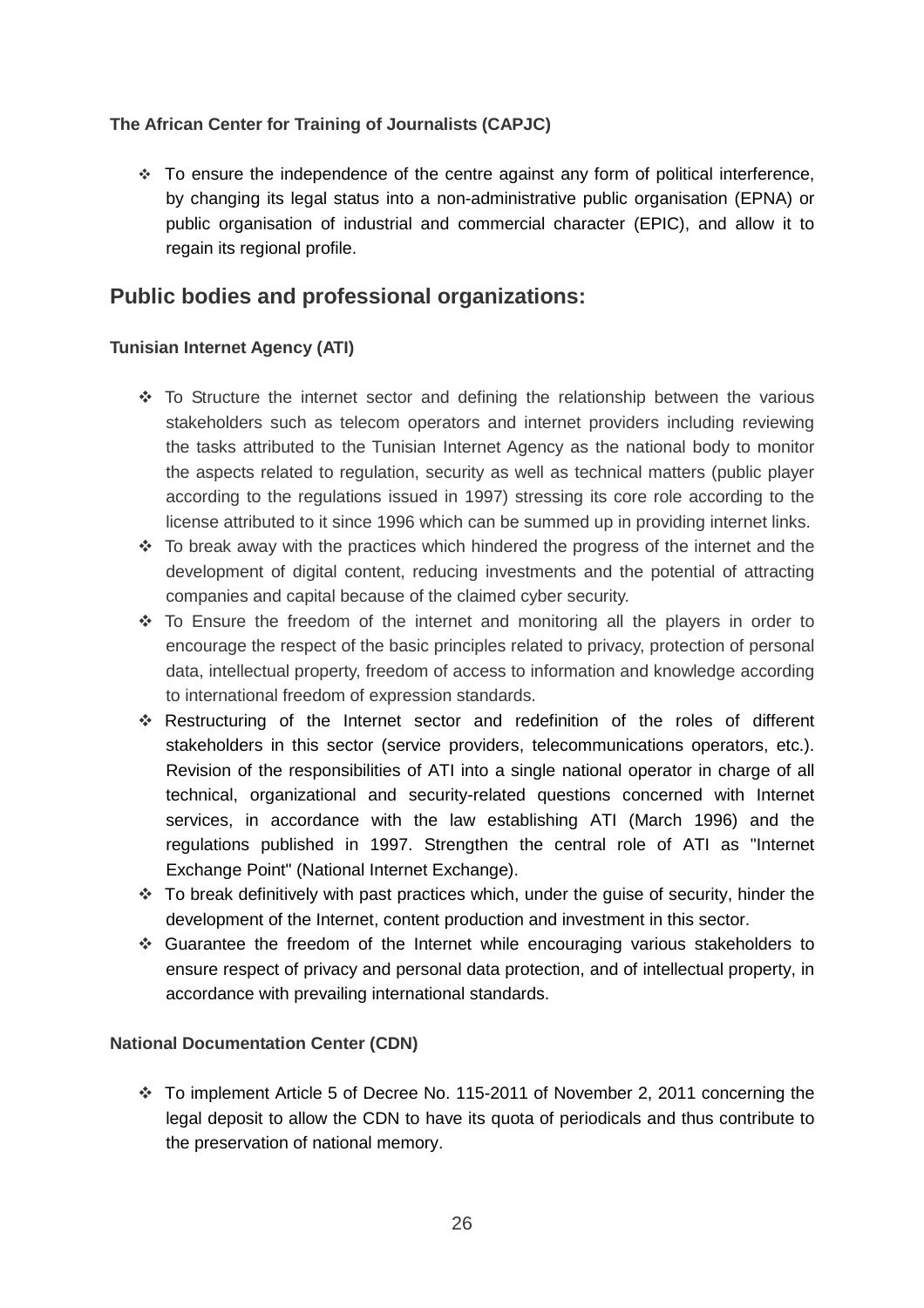**The African Center for Training of Journalists (CAPJC)**

- To ensure the independence of the centre against any form of political interference, by changing its legal status into a non-administrative public organisation (EPNA) or public organisation of industrial and commercial character (EPIC), and allow it to regain its regional profile.

## Public bodies and professional organizations:

**Tunisian Internet Agency (ATI)**

- To Structure the internet sector and defining the relationship between the various stakeholders such as telecom operators and internet providers including reviewing the tasks attributed to the Tunisian Internet Agency as the national body to monitor the aspects related to regulation, security as well as technical matters (public player according to the regulations issued in 1997) stressing its core role according to the license attributed to it since 1996 which can be summed up in providing internet links.
- To break away with the practices which hindered the progress of the internet and the development of digital content, reducing investments and the potential of attracting companies and capital because of the claimed cyber security.
- To Ensure the freedom of the internet and monitoring all the players in order to encourage the respect of the basic principles related to privacy, protection of personal data, intellectual property, freedom of access to information and knowledge according to international freedom of expression standards.
- Restructuring of the Internet sector and redefinition of the roles of different stakeholders in this sector (service providers, telecommunications operators, etc.). Revision of the responsibilities of ATI into a single national operator in charge of all technical, organizational and security-related questions concerned with Internet services, in accordance with the law establishing ATI (March 1996) and the regulations published in 1997. Strengthen the central role of ATI as "Internet Exchange Point" (National Internet Exchange).
- To break definitively with past practices which, under the guise of security, hinder the development of the Internet, content production and investment in this sector.
- Guarantee the freedom of the Internet while encouraging various stakeholders to ensure respect of privacy and personal data protection, and of intellectual property, in accordance with prevailing international standards.

**National Documentation Center (CDN)**

- To implement Article 5 of Decree No. 115-2011 of November 2, 2011 concerning the legal deposit to allow the CDN to have its quota of periodicals and thus contribute to the preservation of national memory.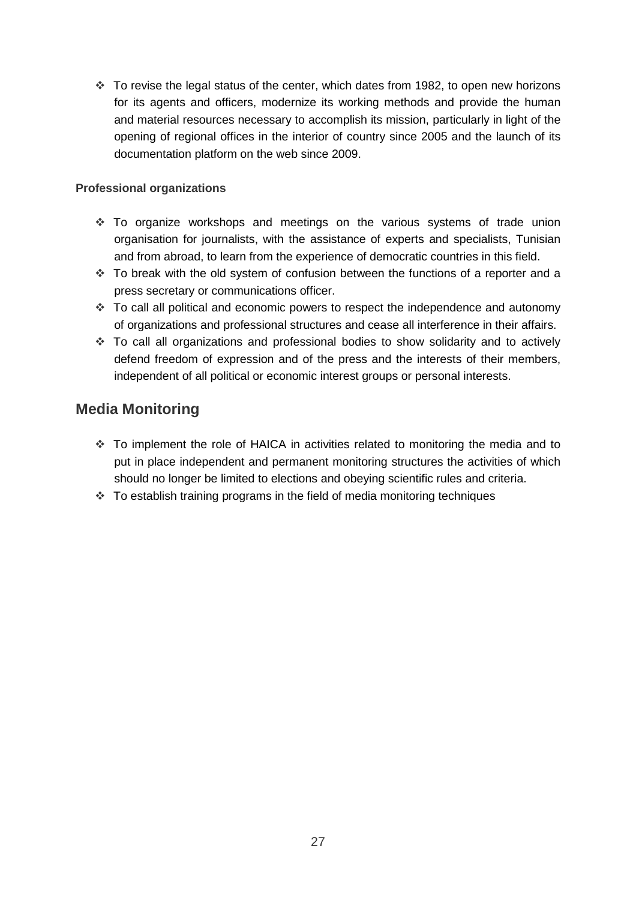- To revise the legal status of the center, which dates from 1982, to open new horizons for its agents and officers, modernize its working methods and provide the human and material resources necessary to accomplish its mission, particularly in light of the opening of regional offices in the interior of country since 2005 and the launch of its documentation platform on the web since 2009.

**Professional organizations**

- To organize workshops and meetings on the various systems of trade union organisation for journalists, with the assistance of experts and specialists, Tunisian and from abroad, to learn from the experience of democratic countries in this field.
- To break with the old system of confusion between the functions of a reporter and a press secretary or communications officer.
- To call all political and economic powers to respect the independence and autonomy of organizations and professional structures and cease all interference in their affairs.
- To call all organizations and professional bodies to show solidarity and to actively defend freedom of expression and of the press and the interests of their members, independent of all political or economic interest groups or personal interests.

## Media Monitoring

- To implement the role of HAICA in activities related to monitoring the media and to put in place independent and permanent monitoring structures the activities of which should no longer be limited to elections and obeying scientific rules and criteria.
- To establish training programs in the field of media monitoring techniques